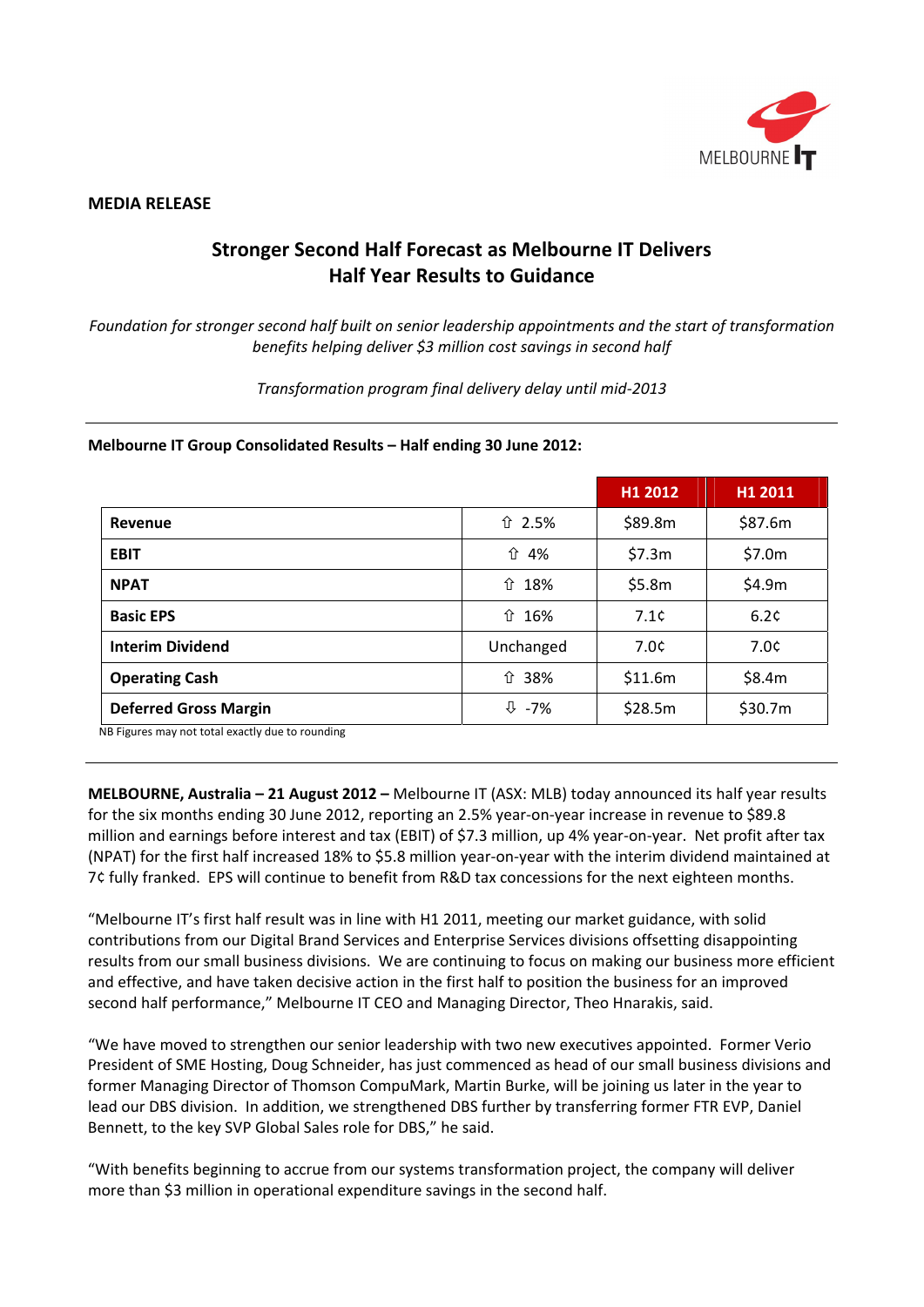**MEDIA RELEASE**

# Stronger Second Half Forecast as Melbourne IT Delivers Half Year Results to Guidance

*Foundation for stronger second half built on senior leadership appointments and the start of transformation benefits helping deliver $3 million cost savings in second half*

*Transformation program final delivery delay until mid-2013*

---

**Melbourne IT Group Consolidated Results – Half ending 30 June 2012:**

| | | H1 2012 | H1 2011 |
|---|---|---|---|
| **Revenue** | ⇧ 2.5% | $89.8m | $87.6m |
| **EBIT** | ⇧ 4% | $7.3m | $7.0m |
| **NPAT** | ⇧ 18% | $5.8m | $4.9m |
| **Basic EPS** | ⇧ 16% | 7.1¢ | 6.2¢ |
| **Interim Dividend** | Unchanged | 7.0¢ | 7.0¢ |
| **Operating Cash** | ⇧ 38% | $11.6m | $8.4m |
| **Deferred Gross Margin** | ⇩ -7% | $28.5m | $30.7m |

NB Figures may not total exactly due to rounding

---

**MELBOURNE, Australia – 21 August 2012 –** Melbourne IT (ASX: MLB) today announced its half year results for the six months ending 30 June 2012, reporting an 2.5% year-on-year increase in revenue to $89.8 million and earnings before interest and tax (EBIT) of $7.3 million, up 4% year-on-year. Net profit after tax (NPAT) for the first half increased 18% to $5.8 million year-on-year with the interim dividend maintained at 7¢ fully franked. EPS will continue to benefit from R&D tax concessions for the next eighteen months.

"Melbourne IT's first half result was in line with H1 2011, meeting our market guidance, with solid contributions from our Digital Brand Services and Enterprise Services divisions offsetting disappointing results from our small business divisions. We are continuing to focus on making our business more efficient and effective, and have taken decisive action in the first half to position the business for an improved second half performance," Melbourne IT CEO and Managing Director, Theo Hnarakis, said.

"We have moved to strengthen our senior leadership with two new executives appointed. Former Verio President of SME Hosting, Doug Schneider, has just commenced as head of our small business divisions and former Managing Director of Thomson CompuMark, Martin Burke, will be joining us later in the year to lead our DBS division. In addition, we strengthened DBS further by transferring former FTR EVP, Daniel Bennett, to the key SVP Global Sales role for DBS," he said.

"With benefits beginning to accrue from our systems transformation project, the company will deliver more than $3 million in operational expenditure savings in the second half.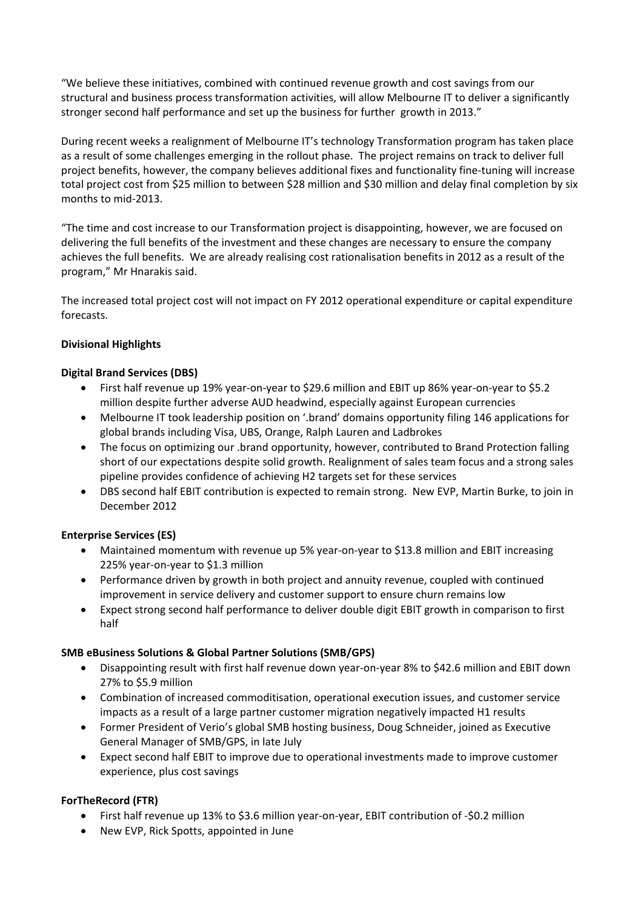"We believe these initiatives, combined with continued revenue growth and cost savings from our structural and business process transformation activities, will allow Melbourne IT to deliver a significantly stronger second half performance and set up the business for further growth in 2013."

During recent weeks a realignment of Melbourne IT's technology Transformation program has taken place as a result of some challenges emerging in the rollout phase. The project remains on track to deliver full project benefits, however, the company believes additional fixes and functionality fine-tuning will increase total project cost from $25 million to between $28 million and $30 million and delay final completion by six months to mid-2013.

"The time and cost increase to our Transformation project is disappointing, however, we are focused on delivering the full benefits of the investment and these changes are necessary to ensure the company achieves the full benefits. We are already realising cost rationalisation benefits in 2012 as a result of the program," Mr Hnarakis said.

The increased total project cost will not impact on FY 2012 operational expenditure or capital expenditure forecasts.

**Divisional Highlights**

**Digital Brand Services (DBS)**

- First half revenue up 19% year-on-year to $29.6 million and EBIT up 86% year-on-year to $5.2 million despite further adverse AUD headwind, especially against European currencies
- Melbourne IT took leadership position on '.brand' domains opportunity filing 146 applications for global brands including Visa, UBS, Orange, Ralph Lauren and Ladbrokes
- The focus on optimizing our .brand opportunity, however, contributed to Brand Protection falling short of our expectations despite solid growth. Realignment of sales team focus and a strong sales pipeline provides confidence of achieving H2 targets set for these services
- DBS second half EBIT contribution is expected to remain strong. New EVP, Martin Burke, to join in December 2012

**Enterprise Services (ES)**

- Maintained momentum with revenue up 5% year-on-year to $13.8 million and EBIT increasing 225% year-on-year to $1.3 million
- Performance driven by growth in both project and annuity revenue, coupled with continued improvement in service delivery and customer support to ensure churn remains low
- Expect strong second half performance to deliver double digit EBIT growth in comparison to first half

**SMB eBusiness Solutions & Global Partner Solutions (SMB/GPS)**

- Disappointing result with first half revenue down year-on-year 8% to $42.6 million and EBIT down 27% to $5.9 million
- Combination of increased commoditisation, operational execution issues, and customer service impacts as a result of a large partner customer migration negatively impacted H1 results
- Former President of Verio's global SMB hosting business, Doug Schneider, joined as Executive General Manager of SMB/GPS, in late July
- Expect second half EBIT to improve due to operational investments made to improve customer experience, plus cost savings

**ForTheRecord (FTR)**

- First half revenue up 13% to $3.6 million year-on-year, EBIT contribution of -$0.2 million
- New EVP, Rick Spotts, appointed in June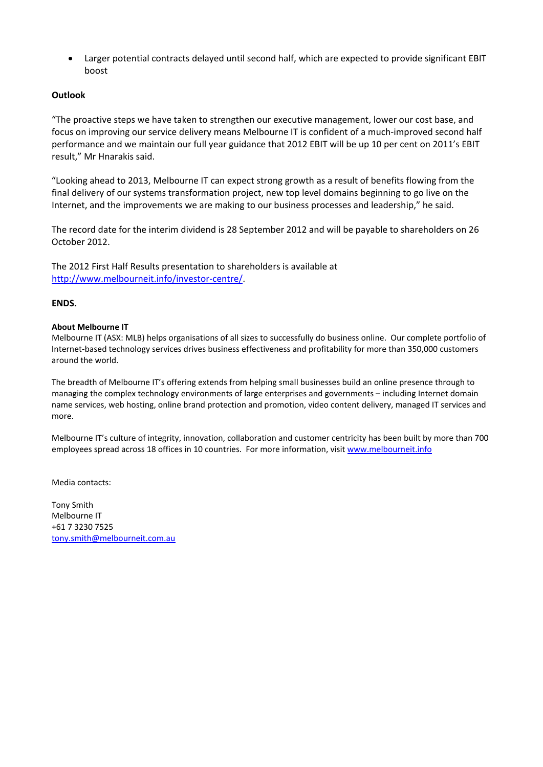- Larger potential contracts delayed until second half, which are expected to provide significant EBIT boost

**Outlook**

"The proactive steps we have taken to strengthen our executive management, lower our cost base, and focus on improving our service delivery means Melbourne IT is confident of a much-improved second half performance and we maintain our full year guidance that 2012 EBIT will be up 10 per cent on 2011's EBIT result," Mr Hnarakis said.

"Looking ahead to 2013, Melbourne IT can expect strong growth as a result of benefits flowing from the final delivery of our systems transformation project, new top level domains beginning to go live on the Internet, and the improvements we are making to our business processes and leadership," he said.

The record date for the interim dividend is 28 September 2012 and will be payable to shareholders on 26 October 2012.

The 2012 First Half Results presentation to shareholders is available at [http://www.melbourneit.info/investor-centre/](http://www.melbourneit.info/investor-centre/).

**ENDS.**

**About Melbourne IT**

Melbourne IT (ASX: MLB) helps organisations of all sizes to successfully do business online. Our complete portfolio of Internet-based technology services drives business effectiveness and profitability for more than 350,000 customers around the world.

The breadth of Melbourne IT's offering extends from helping small businesses build an online presence through to managing the complex technology environments of large enterprises and governments – including Internet domain name services, web hosting, online brand protection and promotion, video content delivery, managed IT services and more.

Melbourne IT's culture of integrity, innovation, collaboration and customer centricity has been built by more than 700 employees spread across 18 offices in 10 countries. For more information, visit [www.melbourneit.info](http://www.melbourneit.info)

Media contacts:

Tony Smith
Melbourne IT
+61 7 3230 7525
[tony.smith@melbourneit.com.au](mailto:tony.smith@melbourneit.com.au)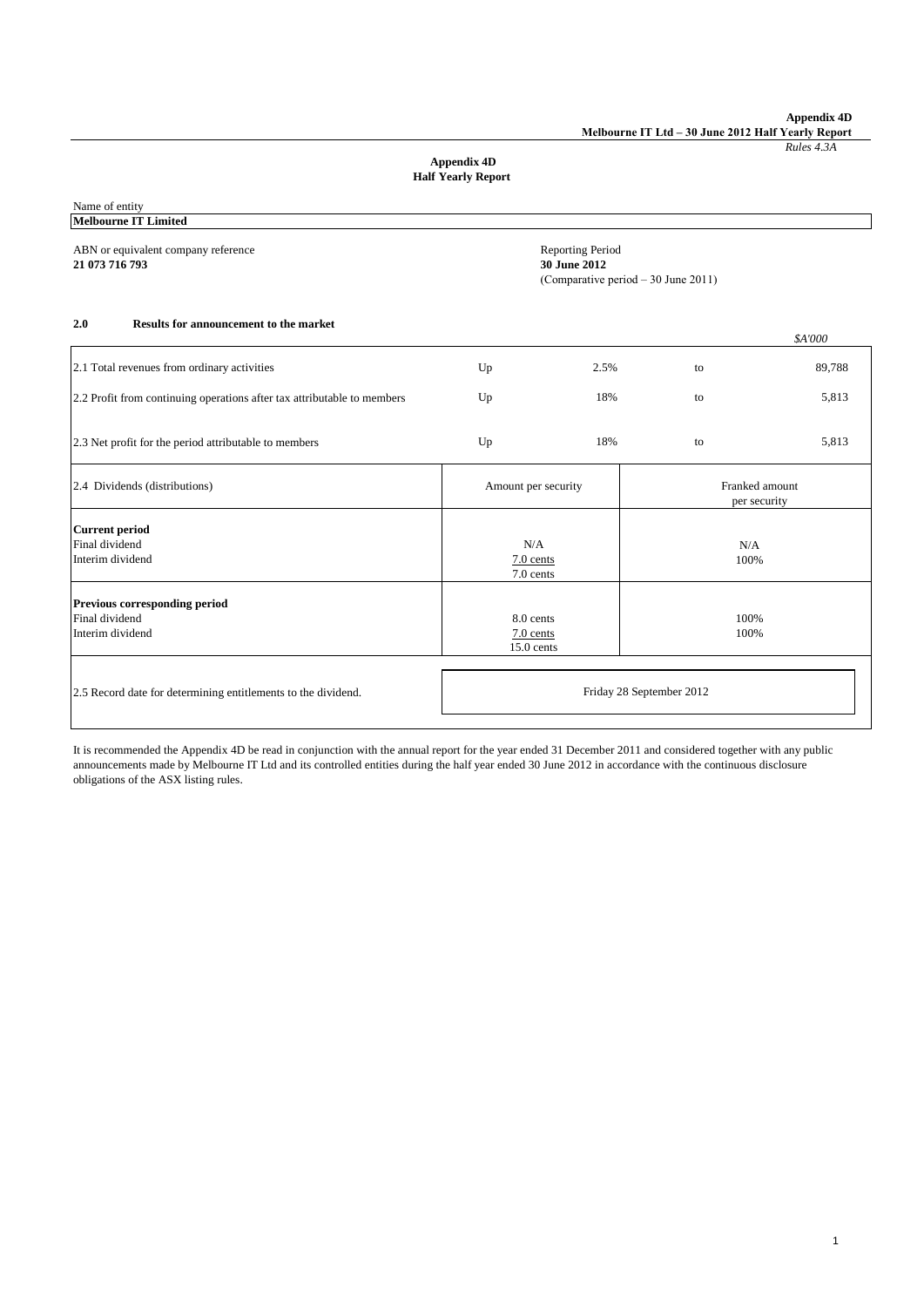# Appendix 4D
## Half Yearly Report

Name of entity
**Melbourne IT Limited**

ABN or equivalent company reference
**21 073 716 793**

Reporting Period
**30 June 2012**
(Comparative period – 30 June 2011)

### 2.0 Results for announcement to the market

| | | | | *$A'000* |
|---|---|---|---|---|
| 2.1 Total revenues from ordinary activities | Up | 2.5% | to | 89,788 |
| 2.2 Profit from continuing operations after tax attributable to members | Up | 18% | to | 5,813 |
| 2.3 Net profit for the period attributable to members | Up | 18% | to | 5,813 |

| 2.4 Dividends (distributions) | Amount per security | Franked amount per security |
|---|---|---|
| **Current period** | | |
| Final dividend | N/A | N/A |
| Interim dividend | 7.0 cents | 100% |
| | 7.0 cents | |
| **Previous corresponding period** | | |
| Final dividend | 8.0 cents | 100% |
| Interim dividend | 7.0 cents | 100% |
| | 15.0 cents | |

| 2.5 Record date for determining entitlements to the dividend. | Friday 28 September 2012 |
|---|---|

It is recommended the Appendix 4D be read in conjunction with the annual report for the year ended 31 December 2011 and considered together with any public announcements made by Melbourne IT Ltd and its controlled entities during the half year ended 30 June 2012 in accordance with the continuous disclosure obligations of the ASX listing rules.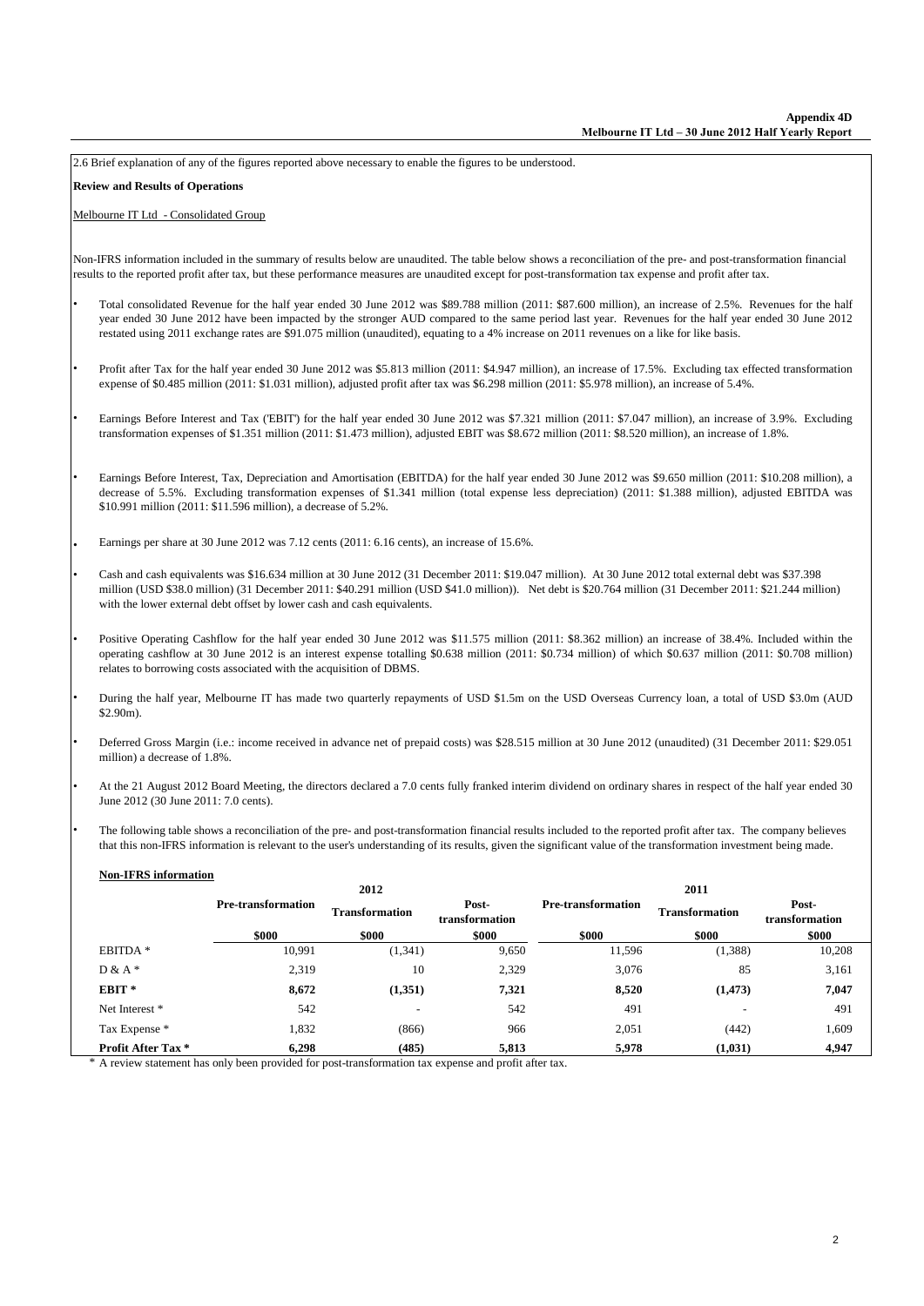2.6 Brief explanation of any of the figures reported above necessary to enable the figures to be understood.

**Review and Results of Operations**

Melbourne IT Ltd - Consolidated Group

Non-IFRS information included in the summary of results below are unaudited. The table below shows a reconciliation of the pre- and post-transformation financial results to the reported profit after tax, but these performance measures are unaudited except for post-transformation tax expense and profit after tax.

- Total consolidated Revenue for the half year ended 30 June 2012 was $89.788 million (2011: $87.600 million), an increase of 2.5%. Revenues for the half year ended 30 June 2012 have been impacted by the stronger AUD compared to the same period last year. Revenues for the half year ended 30 June 2012 restated using 2011 exchange rates are $91.075 million (unaudited), equating to a 4% increase on 2011 revenues on a like for like basis.

- Profit after Tax for the half year ended 30 June 2012 was $5.813 million (2011: $4.947 million), an increase of 17.5%. Excluding tax effected transformation expense of $0.485 million (2011: $1.031 million), adjusted profit after tax was $6.298 million (2011: $5.978 million), an increase of 5.4%.

- Earnings Before Interest and Tax ('EBIT') for the half year ended 30 June 2012 was $7.321 million (2011: $7.047 million), an increase of 3.9%. Excluding transformation expenses of $1.351 million (2011: $1.473 million), adjusted EBIT was $8.672 million (2011: $8.520 million), an increase of 1.8%.

- Earnings Before Interest, Tax, Depreciation and Amortisation (EBITDA) for the half year ended 30 June 2012 was $9.650 million (2011: $10.208 million), a decrease of 5.5%. Excluding transformation expenses of $1.341 million (total expense less depreciation) (2011: $1.388 million), adjusted EBITDA was $10.991 million (2011: $11.596 million), a decrease of 5.2%.

- Earnings per share at 30 June 2012 was 7.12 cents (2011: 6.16 cents), an increase of 15.6%.

- Cash and cash equivalents was $16.634 million at 30 June 2012 (31 December 2011: $19.047 million). At 30 June 2012 total external debt was $37.398 million (USD $38.0 million) (31 December 2011: $40.291 million (USD $41.0 million)). Net debt is $20.764 million (31 December 2011: $21.244 million) with the lower external debt offset by lower cash and cash equivalents.

- Positive Operating Cashflow for the half year ended 30 June 2012 was $11.575 million (2011: $8.362 million) an increase of 38.4%. Included within the operating cashflow at 30 June 2012 is an interest expense totalling $0.638 million (2011: $0.734 million) of which $0.637 million (2011: $0.708 million) relates to borrowing costs associated with the acquisition of DBMS.

- During the half year, Melbourne IT has made two quarterly repayments of USD $1.5m on the USD Overseas Currency loan, a total of USD $3.0m (AUD $2.90m).

- Deferred Gross Margin (i.e.: income received in advance net of prepaid costs) was $28.515 million at 30 June 2012 (unaudited) (31 December 2011: $29.051 million) a decrease of 1.8%.

- At the 21 August 2012 Board Meeting, the directors declared a 7.0 cents fully franked interim dividend on ordinary shares in respect of the half year ended 30 June 2012 (30 June 2011: 7.0 cents).

- The following table shows a reconciliation of the pre- and post-transformation financial results included to the reported profit after tax. The company believes that this non-IFRS information is relevant to the user's understanding of its results, given the significant value of the transformation investment being made.

**Non-IFRS information**

| | 2012 | | | 2011 | | |
|---|---|---|---|---|---|---|
| | **Pre-transformation** | **Transformation** | **Post-transformation** | **Pre-transformation** | **Transformation** | **Post-transformation** |
| | **$000** | **$000** | **$000** | **$000** | **$000** | **$000** |
| EBITDA * | 10,991 | (1,341) | 9,650 | 11,596 | (1,388) | 10,208 |
| D & A * | 2,319 | 10 | 2,329 | 3,076 | 85 | 3,161 |
| **EBIT *** | **8,672** | **(1,351)** | **7,321** | **8,520** | **(1,473)** | **7,047** |
| Net Interest * | 542 | - | 542 | 491 | - | 491 |
| Tax Expense * | 1,832 | (866) | 966 | 2,051 | (442) | 1,609 |
| **Profit After Tax *** | **6,298** | **(485)** | **5,813** | **5,978** | **(1,031)** | **4,947** |

* A review statement has only been provided for post-transformation tax expense and profit after tax.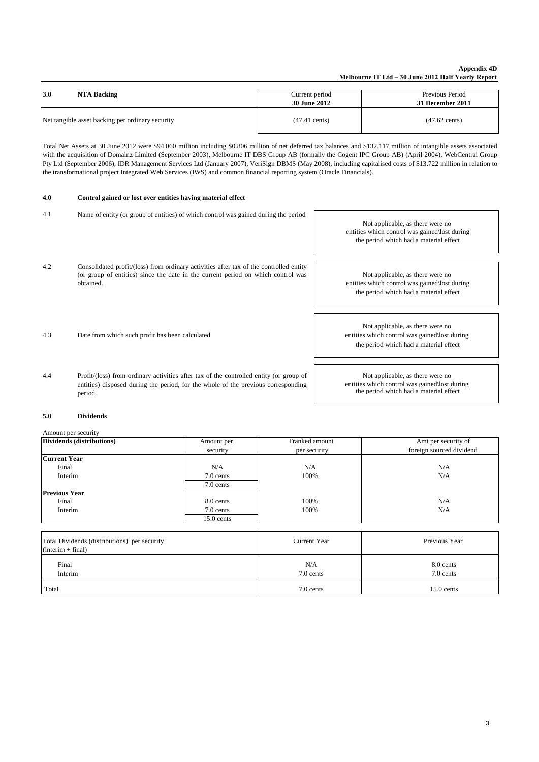## 3.0 NTA Backing

| | Current period 30 June 2012 | Previous Period 31 December 2011 |
|---|---|---|
| Net tangible asset backing per ordinary security | (47.41 cents) | (47.62 cents) |

Total Net Assets at 30 June 2012 were $94.060 million including $0.806 million of net deferred tax balances and $132.117 million of intangible assets associated with the acquisition of Domainz Limited (September 2003), Melbourne IT DBS Group AB (formally the Cogent IPC Group AB) (April 2004), WebCentral Group Pty Ltd (September 2006), IDR Management Services Ltd (January 2007), VeriSign DBMS (May 2008), including capitalised costs of $13.722 million in relation to the transformational project Integrated Web Services (IWS) and common financial reporting system (Oracle Financials).

## 4.0 Control gained or lost over entities having material effect

| | | |
|---|---|---|
| 4.1 | Name of entity (or group of entities) of which control was gained during the period | Not applicable, as there were no entities which control was gained\lost during the period which had a material effect |
| 4.2 | Consolidated profit/(loss) from ordinary activities after tax of the controlled entity (or group of entities) since the date in the current period on which control was obtained. | Not applicable, as there were no entities which control was gained\lost during the period which had a material effect |
| 4.3 | Date from which such profit has been calculated | Not applicable, as there were no entities which control was gained\lost during the period which had a material effect |
| 4.4 | Profit/(loss) from ordinary activities after tax of the controlled entity (or group of entities) disposed during the period, for the whole of the previous corresponding period. | Not applicable, as there were no entities which control was gained\lost during the period which had a material effect |

## 5.0 Dividends

Amount per security

| Dividends (distributions) | Amount per security | Franked amount per security | Amt per security of foreign sourced dividend |
|---|---|---|---|
| **Current Year** | | | |
| Final | N/A | N/A | N/A |
| Interim | 7.0 cents | 100% | N/A |
| | 7.0 cents | | |
| **Previous Year** | | | |
| Final | 8.0 cents | 100% | N/A |
| Interim | 7.0 cents | 100% | N/A |
| | 15.0 cents | | |

| Total Dividends (distributions) per security (interim + final) | Current Year | Previous Year |
|---|---|---|
| Final | N/A | 8.0 cents |
| Interim | 7.0 cents | 7.0 cents |
| Total | 7.0 cents | 15.0 cents |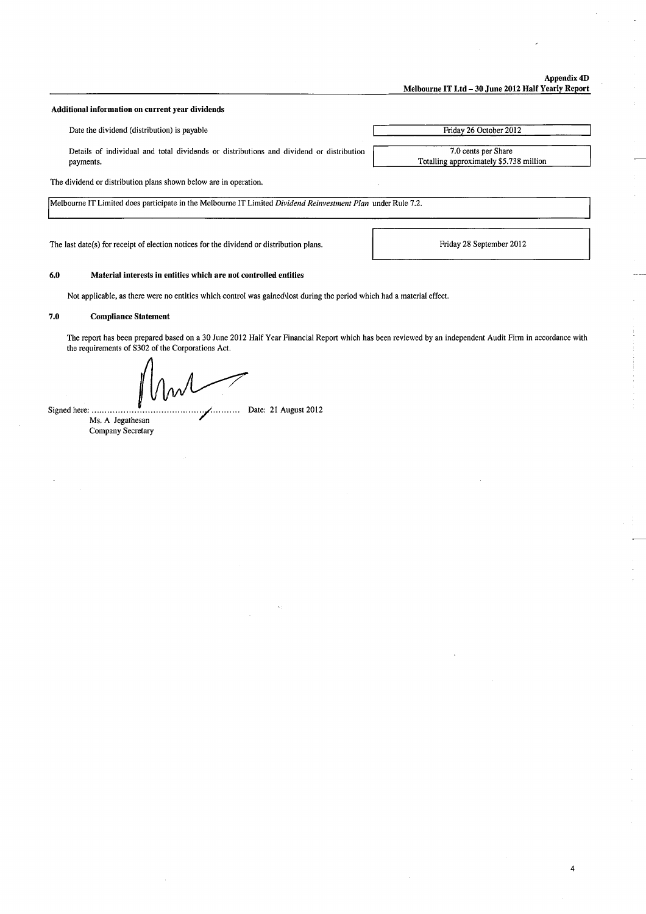**Additional information on current year dividends**

| | |
|---|---|
| Date the dividend (distribution) is payable | Friday 26 October 2012 |
| Details of individual and total dividends or distributions and dividend or distribution payments. | 7.0 cents per Share<br>Totalling approximately $5.738 million |

The dividend or distribution plans shown below are in operation.

Melbourne IT Limited does participate in the Melbourne IT Limited *Dividend Reinvestment Plan* under Rule 7.2.

| | |
|---|---|
| The last date(s) for receipt of election notices for the dividend or distribution plans. | Friday 28 September 2012 |

### 6.0 Material interests in entities which are not controlled entities

Not applicable, as there were no entities which control was gained\lost during the period which had a material effect.

### 7.0 Compliance Statement

The report has been prepared based on a 30 June 2012 Half Year Financial Report which has been reviewed by an independent Audit Firm in accordance with the requirements of S302 of the Corporations Act.

Signed here: ............................................................ Date: 21 August 2012

Ms. A Jegathesan
Company Secretary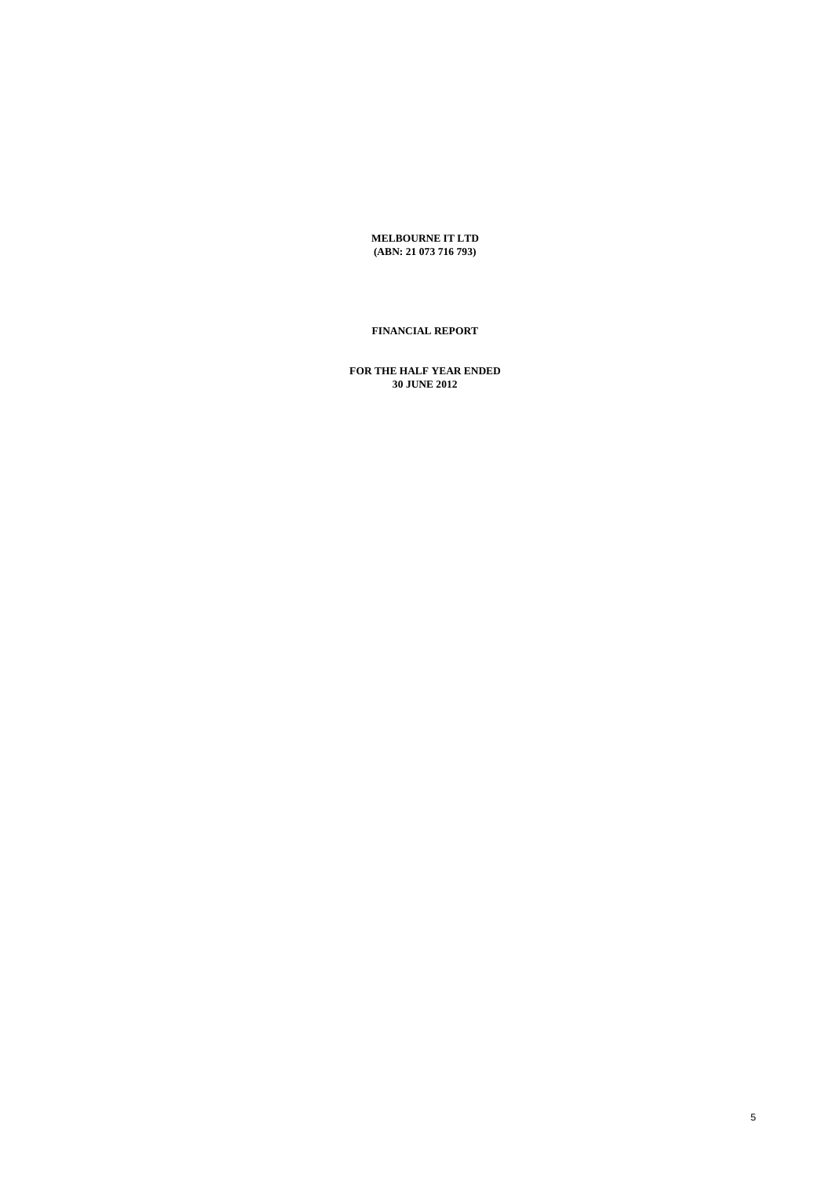**MELBOURNE IT LTD**
**(ABN: 21 073 716 793)**

# FINANCIAL REPORT

**FOR THE HALF YEAR ENDED**
**30 JUNE 2012**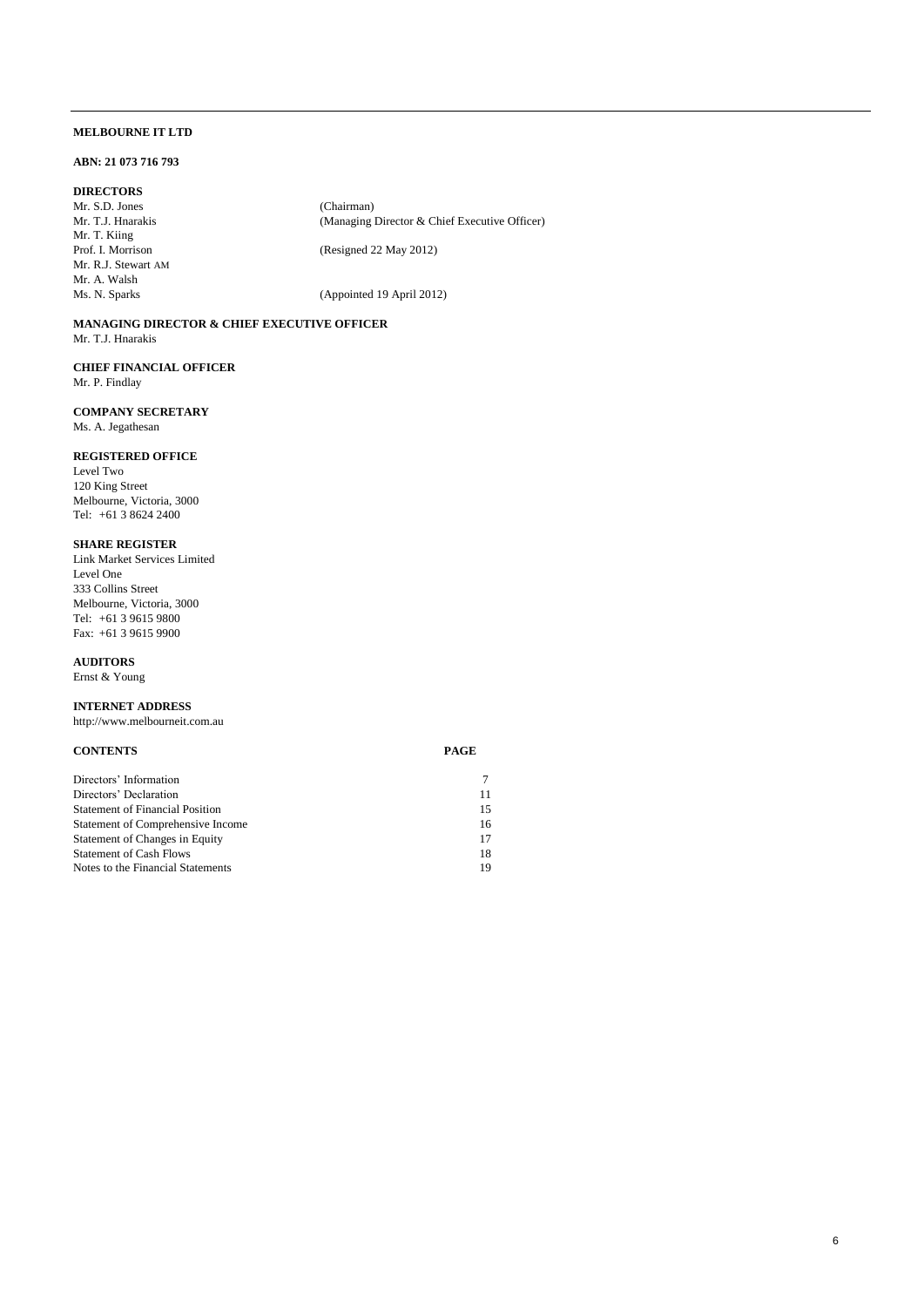**MELBOURNE IT LTD**

**ABN: 21 073 716 793**

**DIRECTORS**

| | |
|---|---|
| Mr. S.D. Jones | (Chairman) |
| Mr. T.J. Hnarakis | (Managing Director & Chief Executive Officer) |
| Mr. T. Kiing | |
| Prof. I. Morrison | (Resigned 22 May 2012) |
| Mr. R.J. Stewart AM | |
| Mr. A. Walsh | |
| Ms. N. Sparks | (Appointed 19 April 2012) |

**MANAGING DIRECTOR & CHIEF EXECUTIVE OFFICER**
Mr. T.J. Hnarakis

**CHIEF FINANCIAL OFFICER**
Mr. P. Findlay

**COMPANY SECRETARY**
Ms. A. Jegathesan

**REGISTERED OFFICE**
Level Two
120 King Street
Melbourne, Victoria, 3000
Tel: +61 3 8624 2400

**SHARE REGISTER**
Link Market Services Limited
Level One
333 Collins Street
Melbourne, Victoria, 3000
Tel: +61 3 9615 9800
Fax: +61 3 9615 9900

**AUDITORS**
Ernst & Young

**INTERNET ADDRESS**
http://www.melbourneit.com.au

| **CONTENTS** | **PAGE** |
|---|---|
| Directors' Information | 7 |
| Directors' Declaration | 11 |
| Statement of Financial Position | 15 |
| Statement of Comprehensive Income | 16 |
| Statement of Changes in Equity | 17 |
| Statement of Cash Flows | 18 |
| Notes to the Financial Statements | 19 |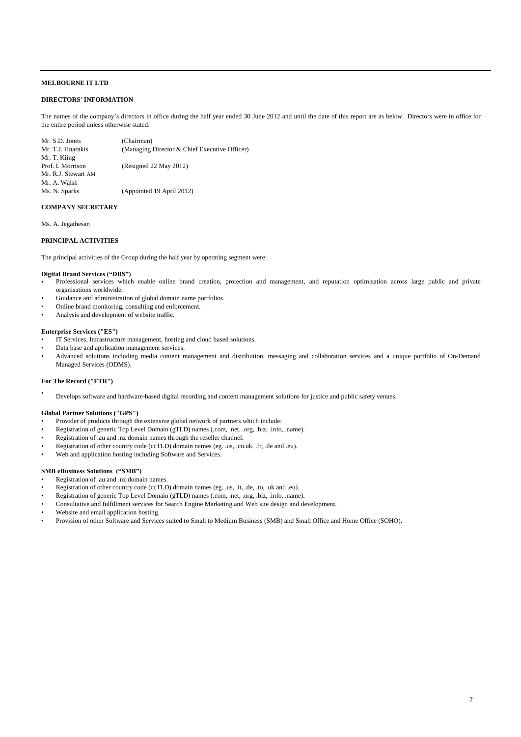**MELBOURNE IT LTD**

**DIRECTORS' INFORMATION**

The names of the company's directors in office during the half year ended 30 June 2012 and until the date of this report are as below. Directors were in office for the entire period unless otherwise stated.

| | |
|---|---|
| Mr. S.D. Jones | (Chairman) |
| Mr. T.J. Hnarakis | (Managing Director & Chief Executive Officer) |
| Mr. T. Kiing | |
| Prof. I. Morrison | (Resigned 22 May 2012) |
| Mr. R.J. Stewart AM | |
| Mr. A. Walsh | |
| Ms. N. Sparks | (Appointed 19 April 2012) |

**COMPANY SECRETARY**

Ms. A. Jegathesan

**PRINCIPAL ACTIVITIES**

The principal activities of the Group during the half year by operating segment were:

**Digital Brand Services ("DBS")**

- Professional services which enable online brand creation, protection and management, and reputation optimisation across large public and private organisations worldwide.
- Guidance and administration of global domain name portfolios.
- Online brand monitoring, consulting and enforcement.
- Analysis and development of website traffic.

**Enterprise Services ("ES")**

- IT Services, Infrastructure management, hosting and cloud based solutions.
- Data base and application management services.
- Advanced solutions including media content management and distribution, messaging and collaboration services and a unique portfolio of On-Demand Managed Services (ODMS).

**For The Record ("FTR")**

- Develops software and hardware-based digital recording and content management solutions for justice and public safety venues.

**Global Partner Solutions ("GPS")**

- Provider of products through the extensive global network of partners which include:
- Registration of generic Top Level Domain (gTLD) names (.com, .net, .org, .biz, .info, .name).
- Registration of .au and .nz domain names through the reseller channel.
- Registration of other country code (ccTLD) domain names (eg. .us, .co.uk, .fr, .de and .eu).
- Web and application hosting including Software and Services.

**SMB eBusiness Solutions ("SMB")**

- Registration of .au and .nz domain names.
- Registration of other country code (ccTLD) domain names (eg. .us, .it, .de, .to, .uk and .eu).
- Registration of generic Top Level Domain (gTLD) names (.com, .net, .org, .biz, .info, .name).
- Consultative and fulfillment services for Search Engine Marketing and Web site design and development.
- Website and email application hosting.
- Provision of other Software and Services suited to Small to Medium Business (SMB) and Small Office and Home Office (SOHO).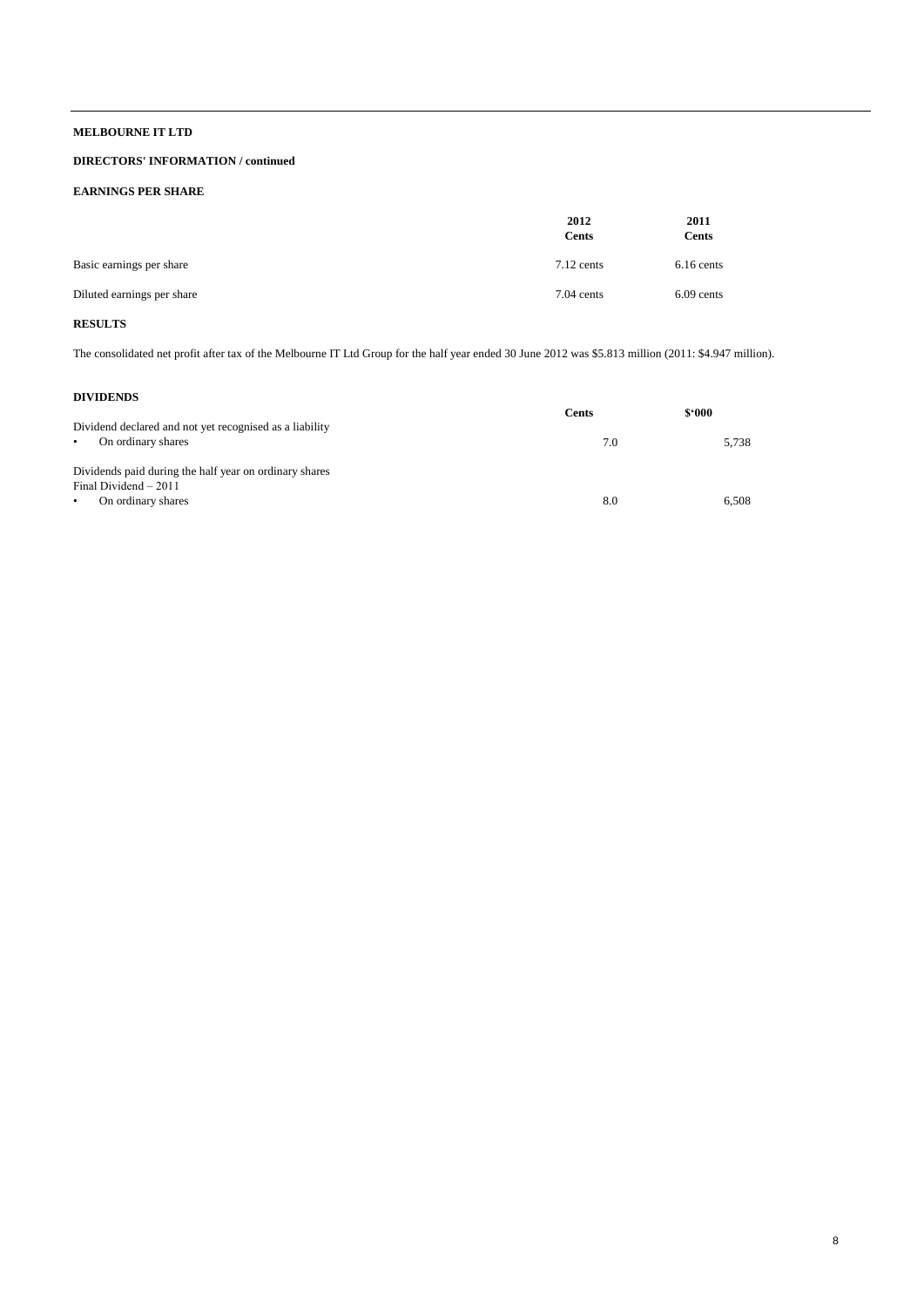**MELBOURNE IT LTD**

**DIRECTORS' INFORMATION / continued**

**EARNINGS PER SHARE**

| | 2012 Cents | 2011 Cents |
|---|---|---|
| Basic earnings per share | 7.12 cents | 6.16 cents |
| Diluted earnings per share | 7.04 cents | 6.09 cents |

**RESULTS**

The consolidated net profit after tax of the Melbourne IT Ltd Group for the half year ended 30 June 2012 was $5.813 million (2011: $4.947 million).

**DIVIDENDS**

| | Cents | $'000 |
|---|---|---|
| Dividend declared and not yet recognised as a liability | | |
| • On ordinary shares | 7.0 | 5,738 |
| Dividends paid during the half year on ordinary shares | | |
| Final Dividend – 2011 | | |
| • On ordinary shares | 8.0 | 6,508 |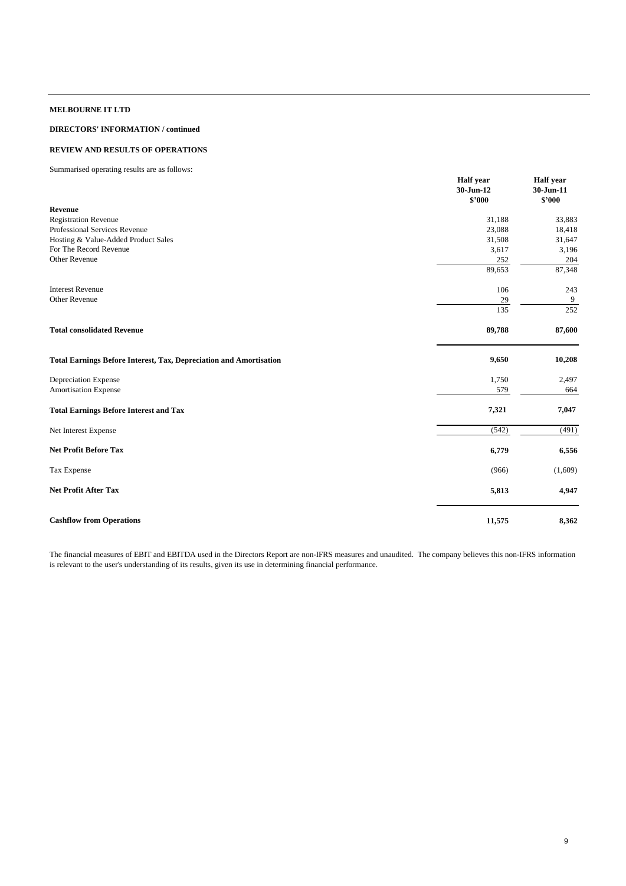**MELBOURNE IT LTD**

**DIRECTORS' INFORMATION / continued**

**REVIEW AND RESULTS OF OPERATIONS**

Summarised operating results are as follows:

| | Half year 30-Jun-12 $'000 | Half year 30-Jun-11 $'000 |
|---|---|---|
| **Revenue** | | |
| Registration Revenue | 31,188 | 33,883 |
| Professional Services Revenue | 23,088 | 18,418 |
| Hosting & Value-Added Product Sales | 31,508 | 31,647 |
| For The Record Revenue | 3,617 | 3,196 |
| Other Revenue | 252 | 204 |
| | 89,653 | 87,348 |
| Interest Revenue | 106 | 243 |
| Other Revenue | 29 | 9 |
| | 135 | 252 |
| **Total consolidated Revenue** | **89,788** | **87,600** |
| **Total Earnings Before Interest, Tax, Depreciation and Amortisation** | **9,650** | **10,208** |
| Depreciation Expense | 1,750 | 2,497 |
| Amortisation Expense | 579 | 664 |
| **Total Earnings Before Interest and Tax** | **7,321** | **7,047** |
| Net Interest Expense | (542) | (491) |
| **Net Profit Before Tax** | **6,779** | **6,556** |
| Tax Expense | (966) | (1,609) |
| **Net Profit After Tax** | **5,813** | **4,947** |
| **Cashflow from Operations** | **11,575** | **8,362** |

The financial measures of EBIT and EBITDA used in the Directors Report are non-IFRS measures and unaudited. The company believes this non-IFRS information is relevant to the user's understanding of its results, given its use in determining financial performance.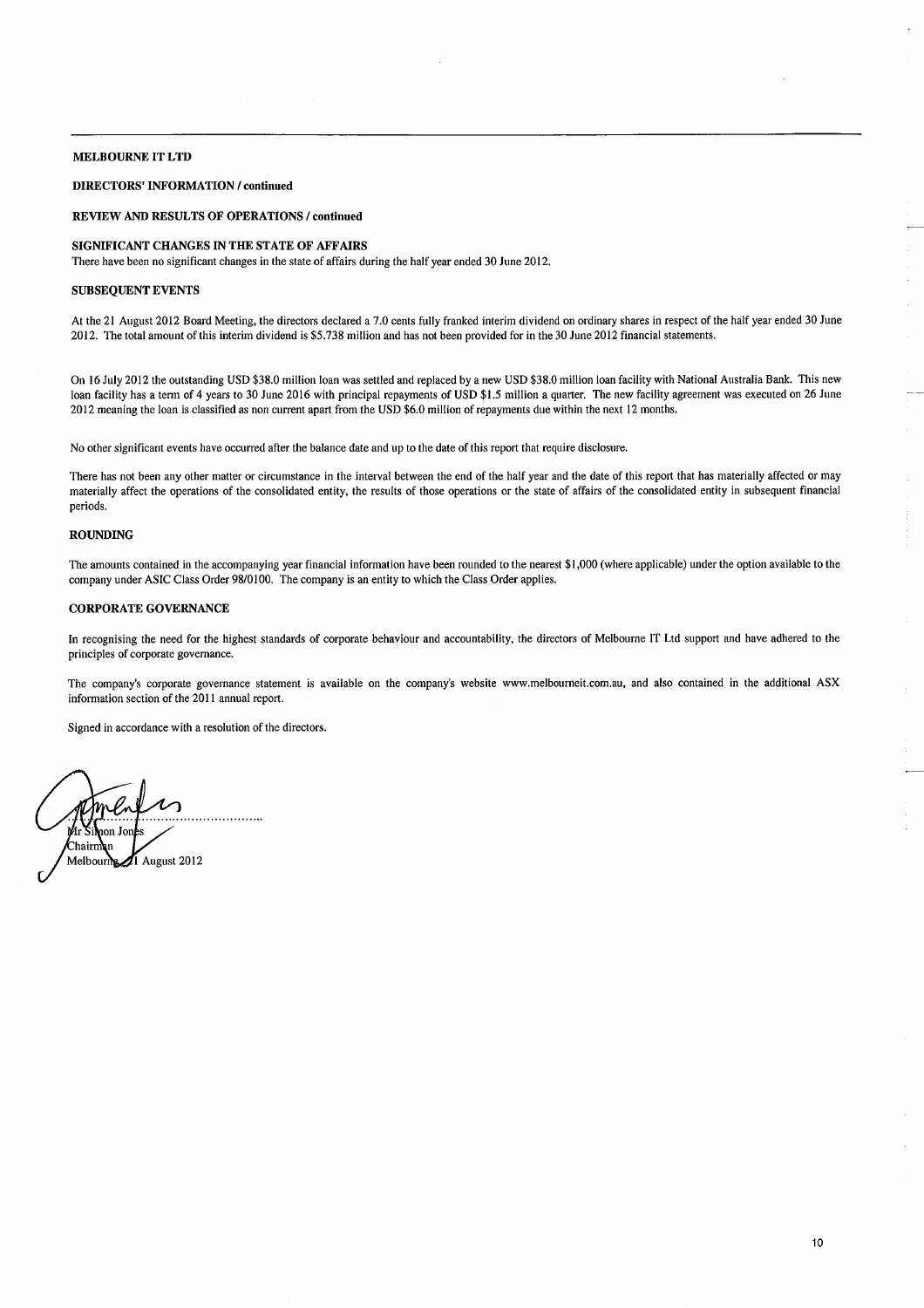**MELBOURNE IT LTD**

**DIRECTORS' INFORMATION / continued**

**REVIEW AND RESULTS OF OPERATIONS / continued**

**SIGNIFICANT CHANGES IN THE STATE OF AFFAIRS**

There have been no significant changes in the state of affairs during the half year ended 30 June 2012.

**SUBSEQUENT EVENTS**

At the 21 August 2012 Board Meeting, the directors declared a 7.0 cents fully franked interim dividend on ordinary shares in respect of the half year ended 30 June 2012. The total amount of this interim dividend is $5.738 million and has not been provided for in the 30 June 2012 financial statements.

On 16 July 2012 the outstanding USD $38.0 million loan was settled and replaced by a new USD $38.0 million loan facility with National Australia Bank. This new loan facility has a term of 4 years to 30 June 2016 with principal repayments of USD $1.5 million a quarter. The new facility agreement was executed on 26 June 2012 meaning the loan is classified as non current apart from the USD $6.0 million of repayments due within the next 12 months.

No other significant events have occurred after the balance date and up to the date of this report that require disclosure.

There has not been any other matter or circumstance in the interval between the end of the half year and the date of this report that has materially affected or may materially affect the operations of the consolidated entity, the results of those operations or the state of affairs of the consolidated entity in subsequent financial periods.

**ROUNDING**

The amounts contained in the accompanying year financial information have been rounded to the nearest $1,000 (where applicable) under the option available to the company under ASIC Class Order 98/0100. The company is an entity to which the Class Order applies.

**CORPORATE GOVERNANCE**

In recognising the need for the highest standards of corporate behaviour and accountability, the directors of Melbourne IT Ltd support and have adhered to the principles of corporate governance.

The company's corporate governance statement is available on the company's website www.melbourneit.com.au, and also contained in the additional ASX information section of the 2011 annual report.

Signed in accordance with a resolution of the directors.

Mr Simon Jones
Chairman
Melbourne 21 August 2012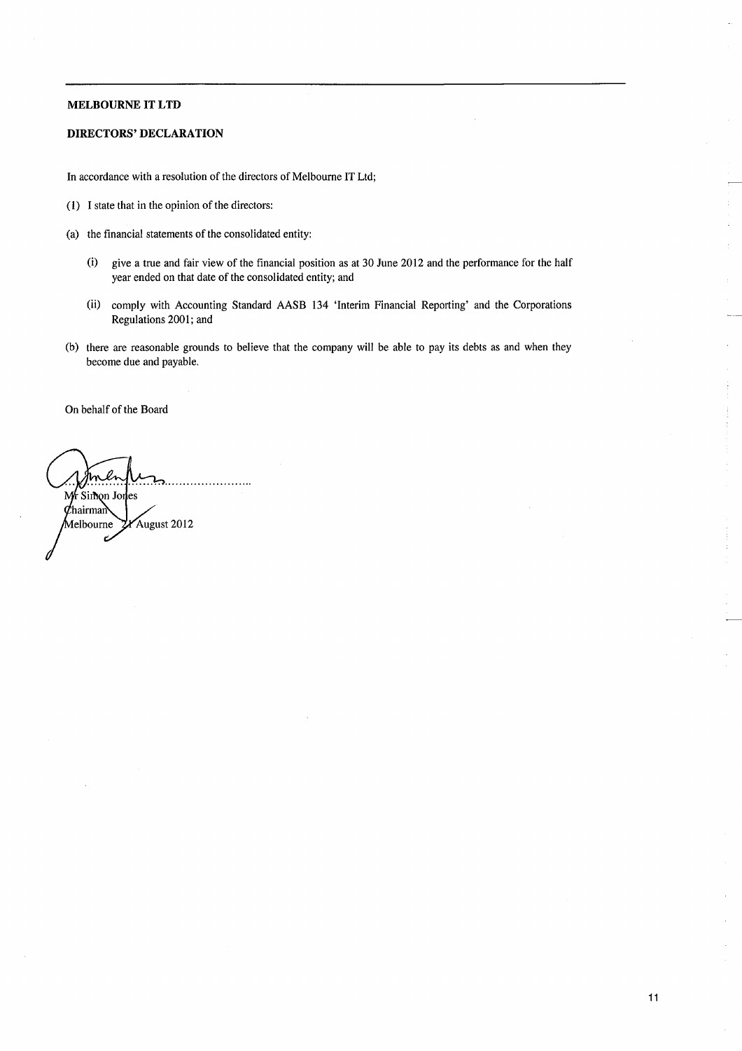**MELBOURNE IT LTD**

**DIRECTORS' DECLARATION**

In accordance with a resolution of the directors of Melbourne IT Ltd;

(1) I state that in the opinion of the directors:

(a) the financial statements of the consolidated entity:

(i) give a true and fair view of the financial position as at 30 June 2012 and the performance for the half year ended on that date of the consolidated entity; and

(ii) comply with Accounting Standard AASB 134 'Interim Financial Reporting' and the Corporations Regulations 2001; and

(b) there are reasonable grounds to believe that the company will be able to pay its debts as and when they become due and payable.

On behalf of the Board

Mr Simon Jones
Chairman
Melbourne 21 August 2012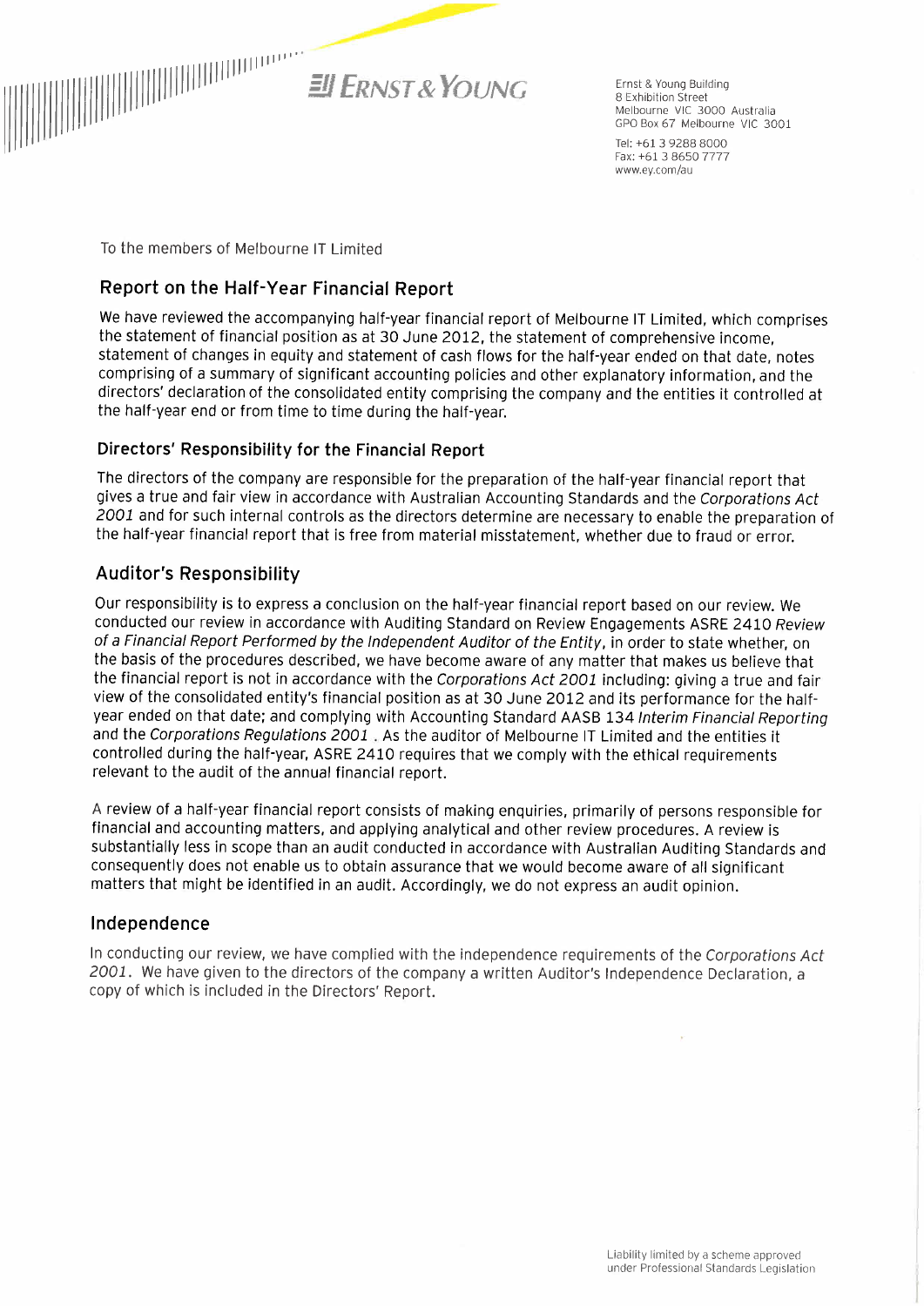Ernst & Young

Ernst & Young Building
8 Exhibition Street
Melbourne VIC 3000 Australia
GPO Box 67 Melbourne VIC 3001

Tel: +61 3 9288 8000
Fax: +61 3 8650 7777
www.ey.com/au

To the members of Melbourne IT Limited

## Report on the Half-Year Financial Report

We have reviewed the accompanying half-year financial report of Melbourne IT Limited, which comprises the statement of financial position as at 30 June 2012, the statement of comprehensive income, statement of changes in equity and statement of cash flows for the half-year ended on that date, notes comprising of a summary of significant accounting policies and other explanatory information, and the directors' declaration of the consolidated entity comprising the company and the entities it controlled at the half-year end or from time to time during the half-year.

### Directors' Responsibility for the Financial Report

The directors of the company are responsible for the preparation of the half-year financial report that gives a true and fair view in accordance with Australian Accounting Standards and the *Corporations Act 2001* and for such internal controls as the directors determine are necessary to enable the preparation of the half-year financial report that is free from material misstatement, whether due to fraud or error.

## Auditor's Responsibility

Our responsibility is to express a conclusion on the half-year financial report based on our review. We conducted our review in accordance with Auditing Standard on Review Engagements ASRE 2410 *Review of a Financial Report Performed by the Independent Auditor of the Entity*, in order to state whether, on the basis of the procedures described, we have become aware of any matter that makes us believe that the financial report is not in accordance with the *Corporations Act 2001* including: giving a true and fair view of the consolidated entity's financial position as at 30 June 2012 and its performance for the half-year ended on that date; and complying with Accounting Standard AASB 134 *Interim Financial Reporting* and the *Corporations Regulations 2001* . As the auditor of Melbourne IT Limited and the entities it controlled during the half-year, ASRE 2410 requires that we comply with the ethical requirements relevant to the audit of the annual financial report.

A review of a half-year financial report consists of making enquiries, primarily of persons responsible for financial and accounting matters, and applying analytical and other review procedures. A review is substantially less in scope than an audit conducted in accordance with Australian Auditing Standards and consequently does not enable us to obtain assurance that we would become aware of all significant matters that might be identified in an audit. Accordingly, we do not express an audit opinion.

## Independence

In conducting our review, we have complied with the independence requirements of the *Corporations Act 2001*. We have given to the directors of the company a written Auditor's Independence Declaration, a copy of which is included in the Directors' Report.

Liability limited by a scheme approved under Professional Standards Legislation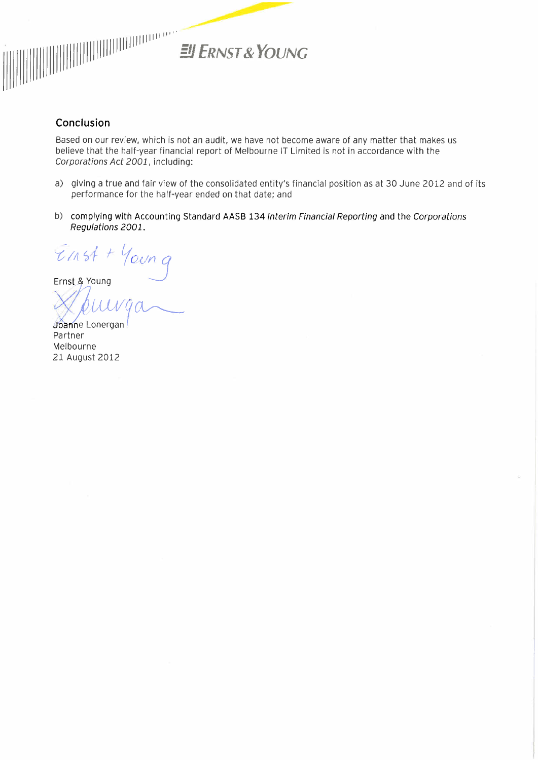## Conclusion

Based on our review, which is not an audit, we have not become aware of any matter that makes us believe that the half-year financial report of Melbourne IT Limited is not in accordance with the *Corporations Act 2001*, including:

a) giving a true and fair view of the consolidated entity's financial position as at 30 June 2012 and of its performance for the half-year ended on that date; and

b) complying with Accounting Standard AASB 134 *Interim Financial Reporting* and the *Corporations Regulations 2001*.

Ernst & Young

Joanne Lonergan
Partner
Melbourne
21 August 2012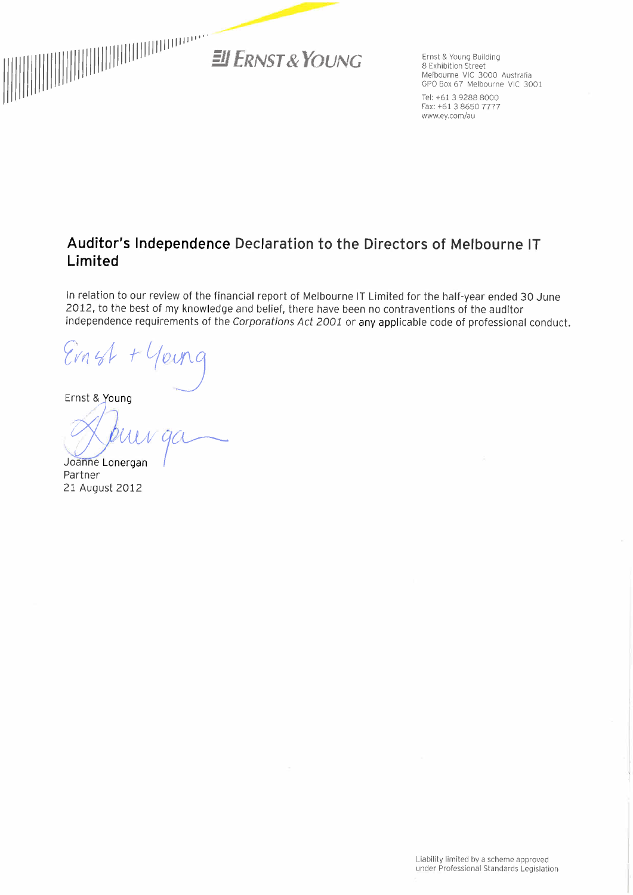Ernst & Young

Ernst & Young Building
8 Exhibition Street
Melbourne VIC 3000 Australia
GPO Box 67 Melbourne VIC 3001

Tel: +61 3 9288 8000
Fax: +61 3 8650 7777
www.ey.com/au

## Auditor's Independence Declaration to the Directors of Melbourne IT Limited

In relation to our review of the financial report of Melbourne IT Limited for the half-year ended 30 June 2012, to the best of my knowledge and belief, there have been no contraventions of the auditor independence requirements of the *Corporations Act 2001* or any applicable code of professional conduct.

Ernst & Young

Joanne Lonergan
Partner
21 August 2012

Liability limited by a scheme approved under Professional Standards Legislation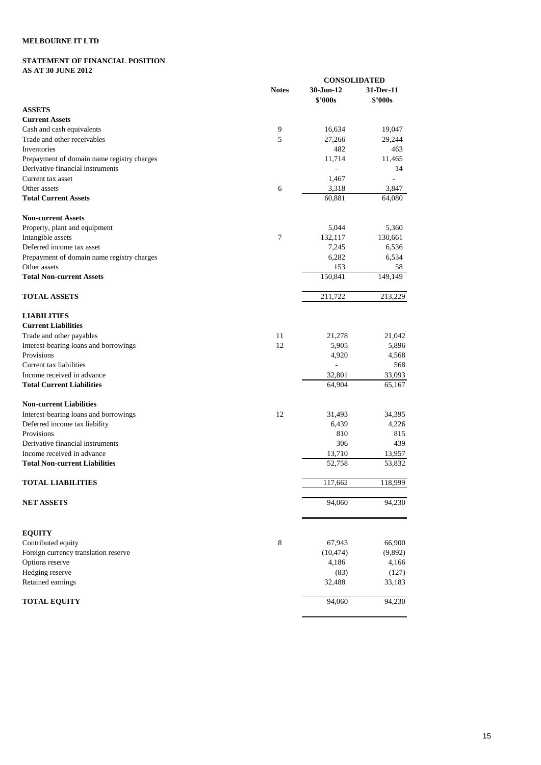**MELBOURNE IT LTD**

**STATEMENT OF FINANCIAL POSITION**
**AS AT 30 JUNE 2012**

| | Notes | CONSOLIDATED | |
|---|---|---|---|
| | | 30-Jun-12 | 31-Dec-11 |
| | | $'000s | $'000s |
| **ASSETS** | | | |
| **Current Assets** | | | |
| Cash and cash equivalents | 9 | 16,634 | 19,047 |
| Trade and other receivables | 5 | 27,266 | 29,244 |
| Inventories | | 482 | 463 |
| Prepayment of domain name registry charges | | 11,714 | 11,465 |
| Derivative financial instruments | | - | 14 |
| Current tax asset | | 1,467 | - |
| Other assets | 6 | 3,318 | 3,847 |
| **Total Current Assets** | | 60,881 | 64,080 |
| | | | |
| **Non-current Assets** | | | |
| Property, plant and equipment | | 5,044 | 5,360 |
| Intangible assets | 7 | 132,117 | 130,661 |
| Deferred income tax asset | | 7,245 | 6,536 |
| Prepayment of domain name registry charges | | 6,282 | 6,534 |
| Other assets | | 153 | 58 |
| **Total Non-current Assets** | | 150,841 | 149,149 |
| | | | |
| **TOTAL ASSETS** | | 211,722 | 213,229 |
| | | | |
| **LIABILITIES** | | | |
| **Current Liabilities** | | | |
| Trade and other payables | 11 | 21,278 | 21,042 |
| Interest-bearing loans and borrowings | 12 | 5,905 | 5,896 |
| Provisions | | 4,920 | 4,568 |
| Current tax liabilities | | - | 568 |
| Income received in advance | | 32,801 | 33,093 |
| **Total Current Liabilities** | | 64,904 | 65,167 |
| | | | |
| **Non-current Liabilities** | | | |
| Interest-bearing loans and borrowings | 12 | 31,493 | 34,395 |
| Deferred income tax liability | | 6,439 | 4,226 |
| Provisions | | 810 | 815 |
| Derivative financial instruments | | 306 | 439 |
| Income received in advance | | 13,710 | 13,957 |
| **Total Non-current Liabilities** | | 52,758 | 53,832 |
| | | | |
| **TOTAL LIABILITIES** | | 117,662 | 118,999 |
| | | | |
| **NET ASSETS** | | 94,060 | 94,230 |
| | | | |
| **EQUITY** | | | |
| Contributed equity | 8 | 67,943 | 66,900 |
| Foreign currency translation reserve | | (10,474) | (9,892) |
| Options reserve | | 4,186 | 4,166 |
| Hedging reserve | | (83) | (127) |
| Retained earnings | | 32,488 | 33,183 |
| | | | |
| **TOTAL EQUITY** | | 94,060 | 94,230 |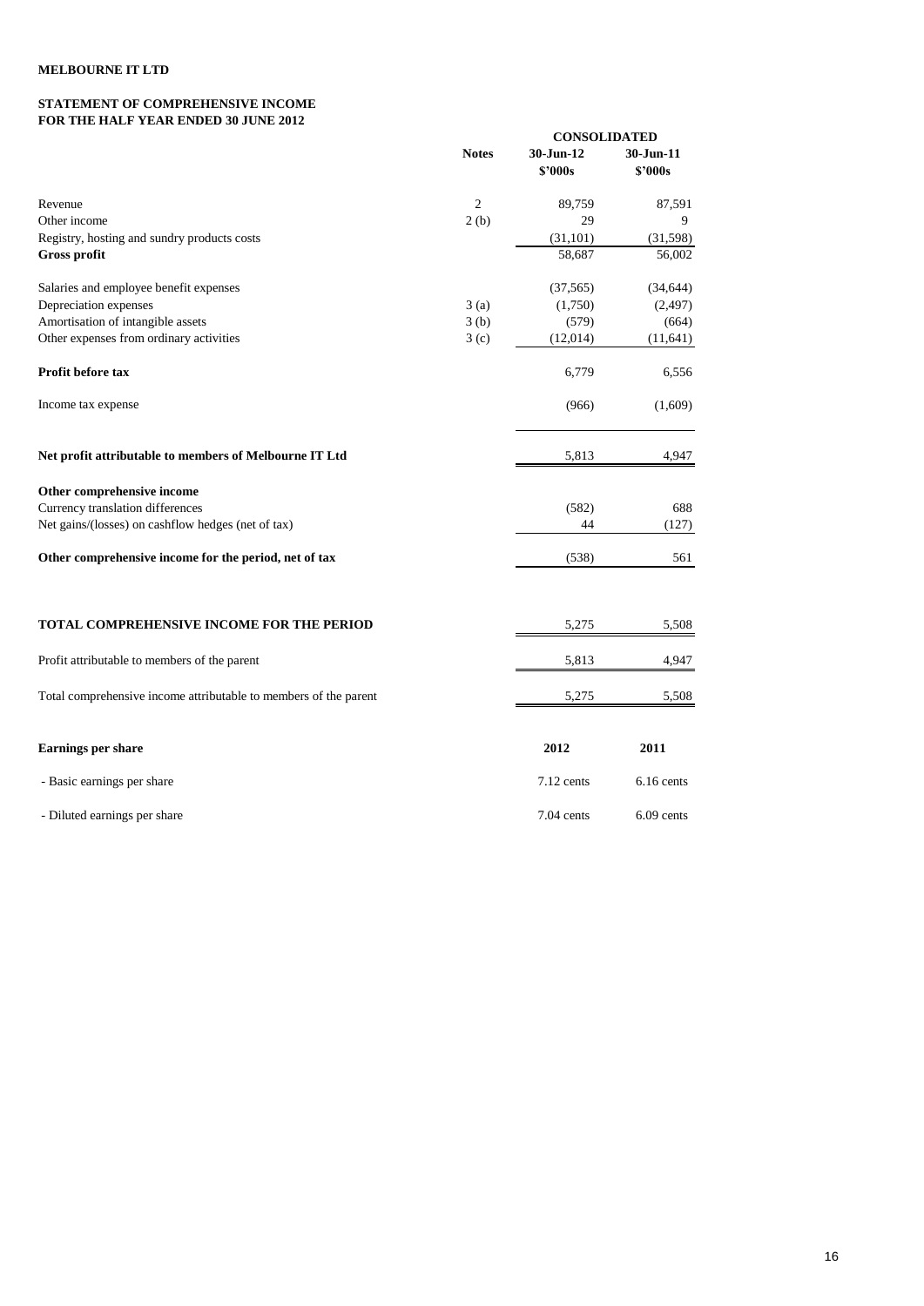**MELBOURNE IT LTD**

**STATEMENT OF COMPREHENSIVE INCOME**
**FOR THE HALF YEAR ENDED 30 JUNE 2012**

| | Notes | CONSOLIDATED | |
|---|---|---|---|
| | | 30-Jun-12 | 30-Jun-11 |
| | | $'000s | $'000s |
| Revenue | 2 | 89,759 | 87,591 |
| Other income | 2 (b) | 29 | 9 |
| Registry, hosting and sundry products costs | | (31,101) | (31,598) |
| **Gross profit** | | 58,687 | 56,002 |
| Salaries and employee benefit expenses | | (37,565) | (34,644) |
| Depreciation expenses | 3 (a) | (1,750) | (2,497) |
| Amortisation of intangible assets | 3 (b) | (579) | (664) |
| Other expenses from ordinary activities | 3 (c) | (12,014) | (11,641) |
| **Profit before tax** | | 6,779 | 6,556 |
| Income tax expense | | (966) | (1,609) |
| **Net profit attributable to members of Melbourne IT Ltd** | | 5,813 | 4,947 |
| **Other comprehensive income** | | | |
| Currency translation differences | | (582) | 688 |
| Net gains/(losses) on cashflow hedges (net of tax) | | 44 | (127) |
| **Other comprehensive income for the period, net of tax** | | (538) | 561 |
| **TOTAL COMPREHENSIVE INCOME FOR THE PERIOD** | | 5,275 | 5,508 |
| Profit attributable to members of the parent | | 5,813 | 4,947 |
| Total comprehensive income attributable to members of the parent | | 5,275 | 5,508 |
| **Earnings per share** | | **2012** | **2011** |
| - Basic earnings per share | | 7.12 cents | 6.16 cents |
| - Diluted earnings per share | | 7.04 cents | 6.09 cents |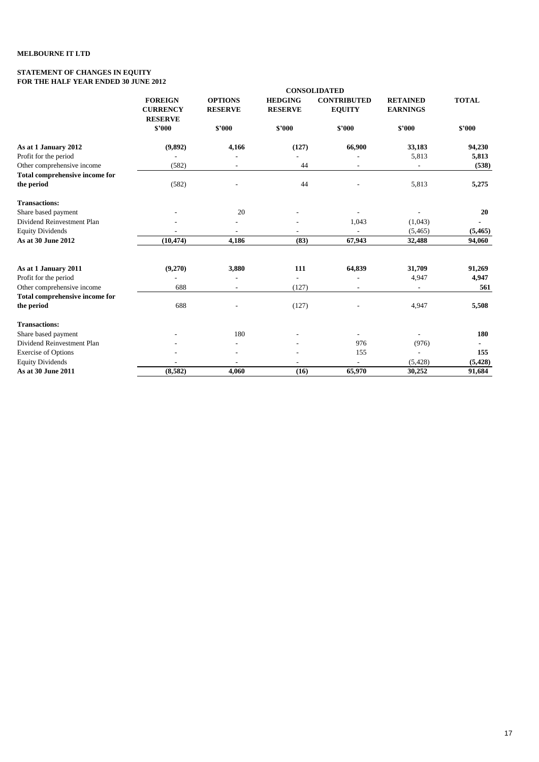**MELBOURNE IT LTD**

**STATEMENT OF CHANGES IN EQUITY**
**FOR THE HALF YEAR ENDED 30 JUNE 2012**

| | CONSOLIDATED | | | | | |
|---|---|---|---|---|---|---|
| | **FOREIGN CURRENCY RESERVE** | **OPTIONS RESERVE** | **HEDGING RESERVE** | **CONTRIBUTED EQUITY** | **RETAINED EARNINGS** | **TOTAL** |
| | **\$'000** | **\$'000** | **\$'000** | **\$'000** | **\$'000** | **\$'000** |
| **As at 1 January 2012** | **(9,892)** | **4,166** | **(127)** | **66,900** | **33,183** | **94,230** |
| Profit for the period | - | - | - | - | 5,813 | **5,813** |
| Other comprehensive income | (582) | - | 44 | - | - | **(538)** |
| **Total comprehensive income for the period** | (582) | - | 44 | - | 5,813 | **5,275** |
| **Transactions:** | | | | | | |
| Share based payment | - | 20 | - | - | - | **20** |
| Dividend Reinvestment Plan | - | - | - | 1,043 | (1,043) | **-** |
| Equity Dividends | - | - | - | - | (5,465) | **(5,465)** |
| **As at 30 June 2012** | **(10,474)** | **4,186** | **(83)** | **67,943** | **32,488** | **94,060** |
| | | | | | | |
| **As at 1 January 2011** | **(9,270)** | **3,880** | **111** | **64,839** | **31,709** | **91,269** |
| Profit for the period | - | - | - | - | 4,947 | **4,947** |
| Other comprehensive income | 688 | - | (127) | - | - | **561** |
| **Total comprehensive income for the period** | 688 | - | (127) | - | 4,947 | **5,508** |
| **Transactions:** | | | | | | |
| Share based payment | - | 180 | - | - | - | **180** |
| Dividend Reinvestment Plan | - | - | - | 976 | (976) | **-** |
| Exercise of Options | - | - | - | 155 | - | **155** |
| Equity Dividends | - | - | - | - | (5,428) | **(5,428)** |
| **As at 30 June 2011** | **(8,582)** | **4,060** | **(16)** | **65,970** | **30,252** | **91,684** |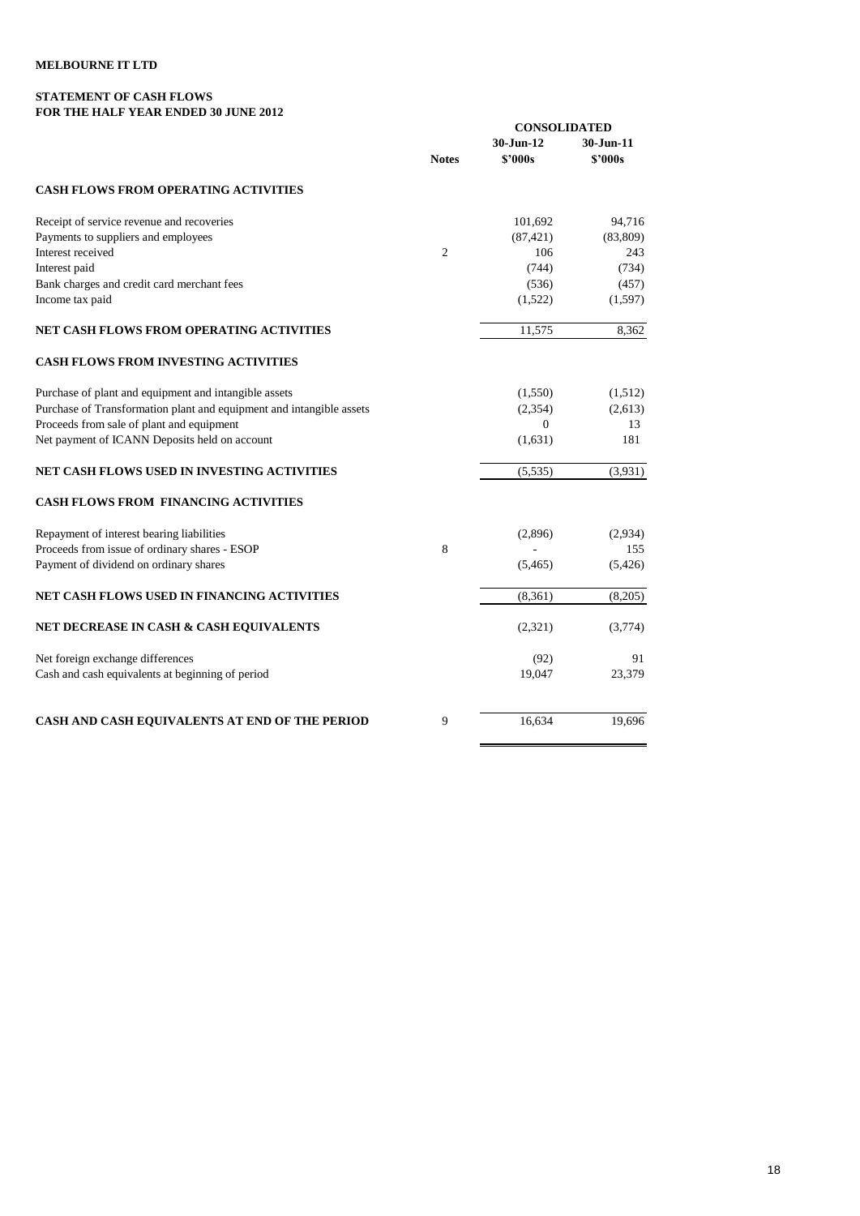**MELBOURNE IT LTD**

**STATEMENT OF CASH FLOWS**
**FOR THE HALF YEAR ENDED 30 JUNE 2012**

| | Notes | CONSOLIDATED 30-Jun-12 \$'000s | 30-Jun-11 \$'000s |
|---|---|---|---|
| **CASH FLOWS FROM OPERATING ACTIVITIES** | | | |
| Receipt of service revenue and recoveries | | 101,692 | 94,716 |
| Payments to suppliers and employees | | (87,421) | (83,809) |
| Interest received | 2 | 106 | 243 |
| Interest paid | | (744) | (734) |
| Bank charges and credit card merchant fees | | (536) | (457) |
| Income tax paid | | (1,522) | (1,597) |
| **NET CASH FLOWS FROM OPERATING ACTIVITIES** | | 11,575 | 8,362 |
| **CASH FLOWS FROM INVESTING ACTIVITIES** | | | |
| Purchase of plant and equipment and intangible assets | | (1,550) | (1,512) |
| Purchase of Transformation plant and equipment and intangible assets | | (2,354) | (2,613) |
| Proceeds from sale of plant and equipment | | 0 | 13 |
| Net payment of ICANN Deposits held on account | | (1,631) | 181 |
| **NET CASH FLOWS USED IN INVESTING ACTIVITIES** | | (5,535) | (3,931) |
| **CASH FLOWS FROM FINANCING ACTIVITIES** | | | |
| Repayment of interest bearing liabilities | | (2,896) | (2,934) |
| Proceeds from issue of ordinary shares - ESOP | 8 | - | 155 |
| Payment of dividend on ordinary shares | | (5,465) | (5,426) |
| **NET CASH FLOWS USED IN FINANCING ACTIVITIES** | | (8,361) | (8,205) |
| **NET DECREASE IN CASH & CASH EQUIVALENTS** | | (2,321) | (3,774) |
| Net foreign exchange differences | | (92) | 91 |
| Cash and cash equivalents at beginning of period | | 19,047 | 23,379 |
| **CASH AND CASH EQUIVALENTS AT END OF THE PERIOD** | 9 | 16,634 | 19,696 |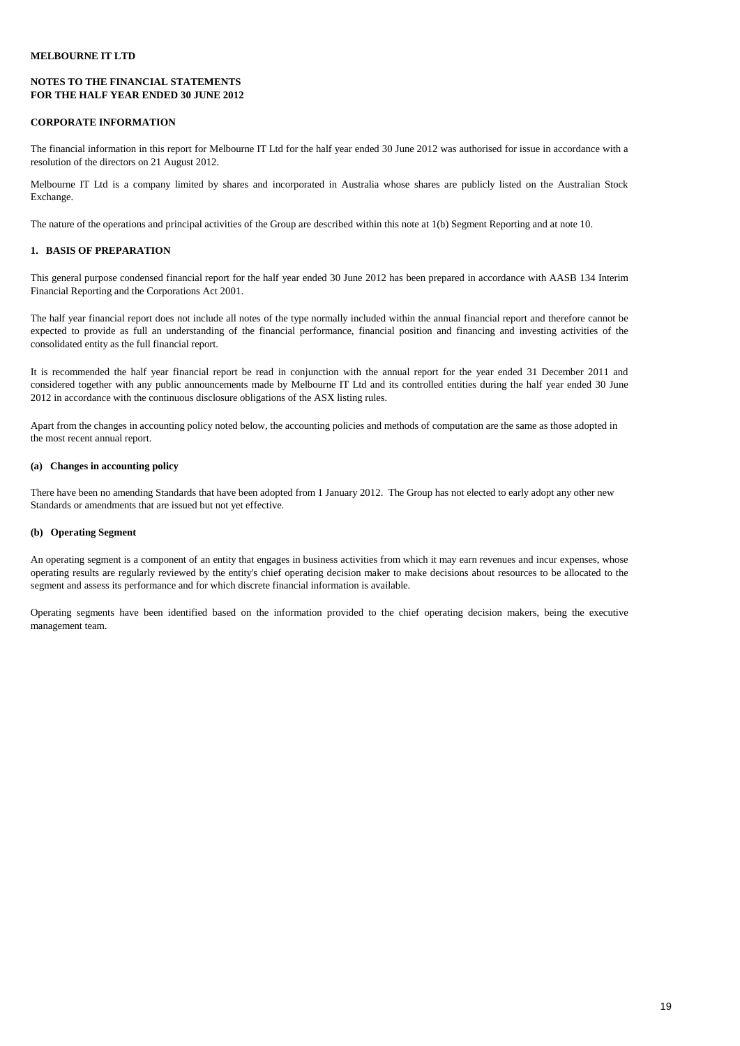**MELBOURNE IT LTD**

**NOTES TO THE FINANCIAL STATEMENTS**
**FOR THE HALF YEAR ENDED 30 JUNE 2012**

**CORPORATE INFORMATION**

The financial information in this report for Melbourne IT Ltd for the half year ended 30 June 2012 was authorised for issue in accordance with a resolution of the directors on 21 August 2012.

Melbourne IT Ltd is a company limited by shares and incorporated in Australia whose shares are publicly listed on the Australian Stock Exchange.

The nature of the operations and principal activities of the Group are described within this note at 1(b) Segment Reporting and at note 10.

## 1. BASIS OF PREPARATION

This general purpose condensed financial report for the half year ended 30 June 2012 has been prepared in accordance with AASB 134 Interim Financial Reporting and the Corporations Act 2001.

The half year financial report does not include all notes of the type normally included within the annual financial report and therefore cannot be expected to provide as full an understanding of the financial performance, financial position and financing and investing activities of the consolidated entity as the full financial report.

It is recommended the half year financial report be read in conjunction with the annual report for the year ended 31 December 2011 and considered together with any public announcements made by Melbourne IT Ltd and its controlled entities during the half year ended 30 June 2012 in accordance with the continuous disclosure obligations of the ASX listing rules.

Apart from the changes in accounting policy noted below, the accounting policies and methods of computation are the same as those adopted in the most recent annual report.

### (a) Changes in accounting policy

There have been no amending Standards that have been adopted from 1 January 2012. The Group has not elected to early adopt any other new Standards or amendments that are issued but not yet effective.

### (b) Operating Segment

An operating segment is a component of an entity that engages in business activities from which it may earn revenues and incur expenses, whose operating results are regularly reviewed by the entity's chief operating decision maker to make decisions about resources to be allocated to the segment and assess its performance and for which discrete financial information is available.

Operating segments have been identified based on the information provided to the chief operating decision makers, being the executive management team.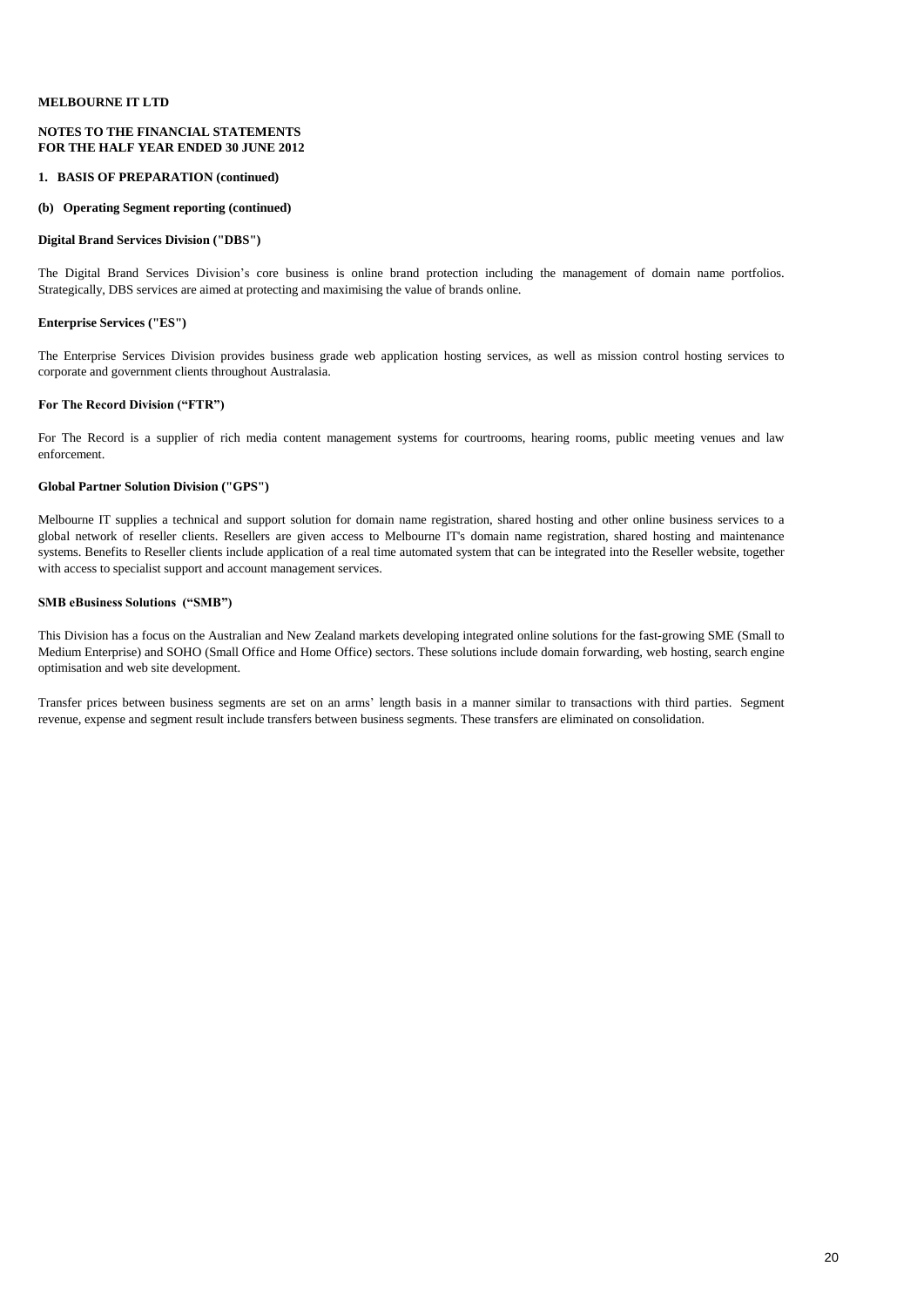**MELBOURNE IT LTD**

**NOTES TO THE FINANCIAL STATEMENTS**
**FOR THE HALF YEAR ENDED 30 JUNE 2012**

**1. BASIS OF PREPARATION (continued)**

**(b) Operating Segment reporting (continued)**

**Digital Brand Services Division ("DBS")**

The Digital Brand Services Division's core business is online brand protection including the management of domain name portfolios. Strategically, DBS services are aimed at protecting and maximising the value of brands online.

**Enterprise Services ("ES")**

The Enterprise Services Division provides business grade web application hosting services, as well as mission control hosting services to corporate and government clients throughout Australasia.

**For The Record Division ("FTR")**

For The Record is a supplier of rich media content management systems for courtrooms, hearing rooms, public meeting venues and law enforcement.

**Global Partner Solution Division ("GPS")**

Melbourne IT supplies a technical and support solution for domain name registration, shared hosting and other online business services to a global network of reseller clients. Resellers are given access to Melbourne IT's domain name registration, shared hosting and maintenance systems. Benefits to Reseller clients include application of a real time automated system that can be integrated into the Reseller website, together with access to specialist support and account management services.

**SMB eBusiness Solutions ("SMB")**

This Division has a focus on the Australian and New Zealand markets developing integrated online solutions for the fast-growing SME (Small to Medium Enterprise) and SOHO (Small Office and Home Office) sectors. These solutions include domain forwarding, web hosting, search engine optimisation and web site development.

Transfer prices between business segments are set on an arms' length basis in a manner similar to transactions with third parties. Segment revenue, expense and segment result include transfers between business segments. These transfers are eliminated on consolidation.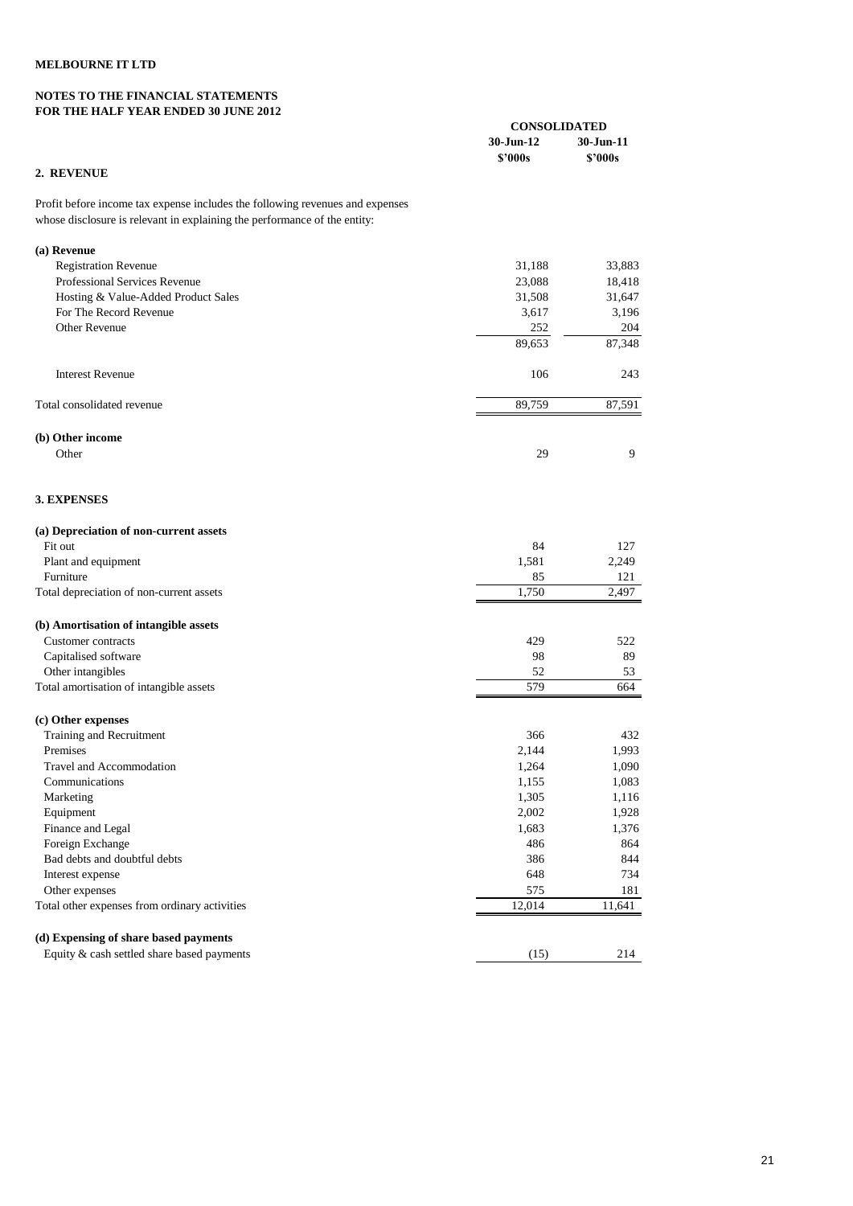**MELBOURNE IT LTD**

**NOTES TO THE FINANCIAL STATEMENTS**
**FOR THE HALF YEAR ENDED 30 JUNE 2012**

## 2. REVENUE

Profit before income tax expense includes the following revenues and expenses whose disclosure is relevant in explaining the performance of the entity:

| | CONSOLIDATED | |
|---|---|---|
| | 30-Jun-12 | 30-Jun-11 |
| | $'000s | $'000s |
| **(a) Revenue** | | |
| Registration Revenue | 31,188 | 33,883 |
| Professional Services Revenue | 23,088 | 18,418 |
| Hosting & Value-Added Product Sales | 31,508 | 31,647 |
| For The Record Revenue | 3,617 | 3,196 |
| Other Revenue | 252 | 204 |
| | 89,653 | 87,348 |
| Interest Revenue | 106 | 243 |
| Total consolidated revenue | 89,759 | 87,591 |
| **(b) Other income** | | |
| Other | 29 | 9 |

## 3. EXPENSES

| | 30-Jun-12 | 30-Jun-11 |
|---|---|---|
| | $'000s | $'000s |
| **(a) Depreciation of non-current assets** | | |
| Fit out | 84 | 127 |
| Plant and equipment | 1,581 | 2,249 |
| Furniture | 85 | 121 |
| Total depreciation of non-current assets | 1,750 | 2,497 |
| **(b) Amortisation of intangible assets** | | |
| Customer contracts | 429 | 522 |
| Capitalised software | 98 | 89 |
| Other intangibles | 52 | 53 |
| Total amortisation of intangible assets | 579 | 664 |
| **(c) Other expenses** | | |
| Training and Recruitment | 366 | 432 |
| Premises | 2,144 | 1,993 |
| Travel and Accommodation | 1,264 | 1,090 |
| Communications | 1,155 | 1,083 |
| Marketing | 1,305 | 1,116 |
| Equipment | 2,002 | 1,928 |
| Finance and Legal | 1,683 | 1,376 |
| Foreign Exchange | 486 | 864 |
| Bad debts and doubtful debts | 386 | 844 |
| Interest expense | 648 | 734 |
| Other expenses | 575 | 181 |
| Total other expenses from ordinary activities | 12,014 | 11,641 |
| **(d) Expensing of share based payments** | | |
| Equity & cash settled share based payments | (15) | 214 |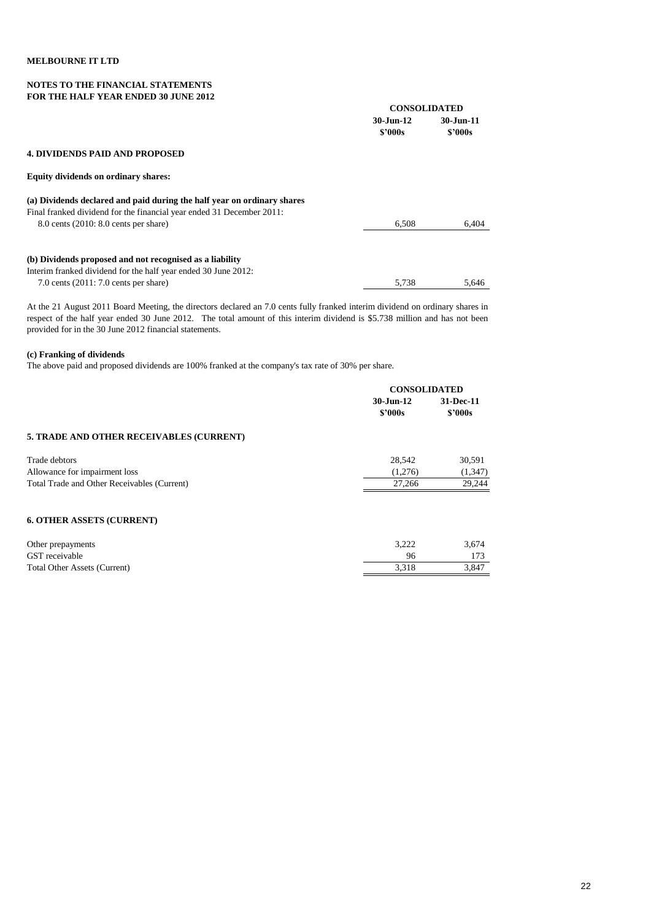**MELBOURNE IT LTD**

**NOTES TO THE FINANCIAL STATEMENTS**
**FOR THE HALF YEAR ENDED 30 JUNE 2012**

| | CONSOLIDATED | |
|---|---|---|
| | 30-Jun-12 $'000s | 30-Jun-11 $'000s |
| **4. DIVIDENDS PAID AND PROPOSED** | | |
| **Equity dividends on ordinary shares:** | | |
| **(a) Dividends declared and paid during the half year on ordinary shares** | | |
| Final franked dividend for the financial year ended 31 December 2011: | | |
| 8.0 cents (2010: 8.0 cents per share) | 6,508 | 6,404 |
| **(b) Dividends proposed and not recognised as a liability** | | |
| Interim franked dividend for the half year ended 30 June 2012: | | |
| 7.0 cents (2011: 7.0 cents per share) | 5,738 | 5,646 |

At the 21 August 2011 Board Meeting, the directors declared an 7.0 cents fully franked interim dividend on ordinary shares in respect of the half year ended 30 June 2012. The total amount of this interim dividend is $5.738 million and has not been provided for in the 30 June 2012 financial statements.

**(c) Franking of dividends**

The above paid and proposed dividends are 100% franked at the company's tax rate of 30% per share.

| | CONSOLIDATED | |
|---|---|---|
| | 30-Jun-12 $'000s | 31-Dec-11 $'000s |
| **5. TRADE AND OTHER RECEIVABLES (CURRENT)** | | |
| Trade debtors | 28,542 | 30,591 |
| Allowance for impairment loss | (1,276) | (1,347) |
| Total Trade and Other Receivables (Current) | 27,266 | 29,244 |
| **6. OTHER ASSETS (CURRENT)** | | |
| Other prepayments | 3,222 | 3,674 |
| GST receivable | 96 | 173 |
| Total Other Assets (Current) | 3,318 | 3,847 |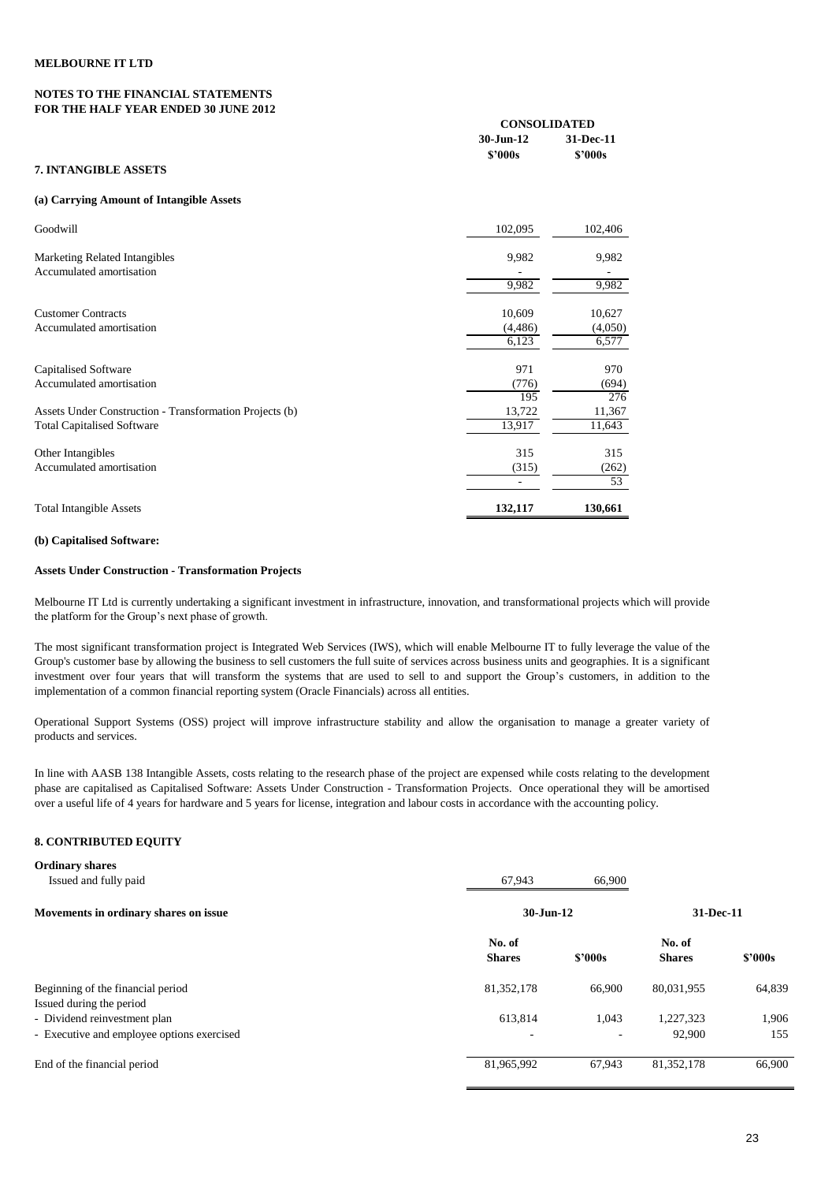**MELBOURNE IT LTD**

**NOTES TO THE FINANCIAL STATEMENTS**
**FOR THE HALF YEAR ENDED 30 JUNE 2012**

## 7. INTANGIBLE ASSETS

### (a) Carrying Amount of Intangible Assets

| | CONSOLIDATED | |
|---|---|---|
| | 30-Jun-12 | 31-Dec-11 |
| | \$'000s | \$'000s |
| Goodwill | 102,095 | 102,406 |
| | | |
| Marketing Related Intangibles | 9,982 | 9,982 |
| Accumulated amortisation | - | - |
| | 9,982 | 9,982 |
| | | |
| Customer Contracts | 10,609 | 10,627 |
| Accumulated amortisation | (4,486) | (4,050) |
| | 6,123 | 6,577 |
| | | |
| Capitalised Software | 971 | 970 |
| Accumulated amortisation | (776) | (694) |
| | 195 | 276 |
| Assets Under Construction - Transformation Projects (b) | 13,722 | 11,367 |
| Total Capitalised Software | 13,917 | 11,643 |
| | | |
| Other Intangibles | 315 | 315 |
| Accumulated amortisation | (315) | (262) |
| | - | 53 |
| | | |
| Total Intangible Assets | **132,117** | **130,661** |

### (b) Capitalised Software:

**Assets Under Construction - Transformation Projects**

Melbourne IT Ltd is currently undertaking a significant investment in infrastructure, innovation, and transformational projects which will provide the platform for the Group's next phase of growth.

The most significant transformation project is Integrated Web Services (IWS), which will enable Melbourne IT to fully leverage the value of the Group's customer base by allowing the business to sell customers the full suite of services across business units and geographies. It is a significant investment over four years that will transform the systems that are used to sell to and support the Group's customers, in addition to the implementation of a common financial reporting system (Oracle Financials) across all entities.

Operational Support Systems (OSS) project will improve infrastructure stability and allow the organisation to manage a greater variety of products and services.

In line with AASB 138 Intangible Assets, costs relating to the research phase of the project are expensed while costs relating to the development phase are capitalised as Capitalised Software: Assets Under Construction - Transformation Projects. Once operational they will be amortised over a useful life of 4 years for hardware and 5 years for license, integration and labour costs in accordance with the accounting policy.

## 8. CONTRIBUTED EQUITY

| | 30-Jun-12 | 31-Dec-11 |
|---|---|---|
| **Ordinary shares** | | |
| Issued and fully paid | 67,943 | 66,900 |

**Movements in ordinary shares on issue**

| | 30-Jun-12 | | 31-Dec-11 | |
|---|---|---|---|---|
| | No. of Shares | \$'000s | No. of Shares | \$'000s |
| Beginning of the financial period | 81,352,178 | 66,900 | 80,031,955 | 64,839 |
| Issued during the period | | | | |
| - Dividend reinvestment plan | 613,814 | 1,043 | 1,227,323 | 1,906 |
| - Executive and employee options exercised | - | - | 92,900 | 155 |
| End of the financial period | 81,965,992 | 67,943 | 81,352,178 | 66,900 |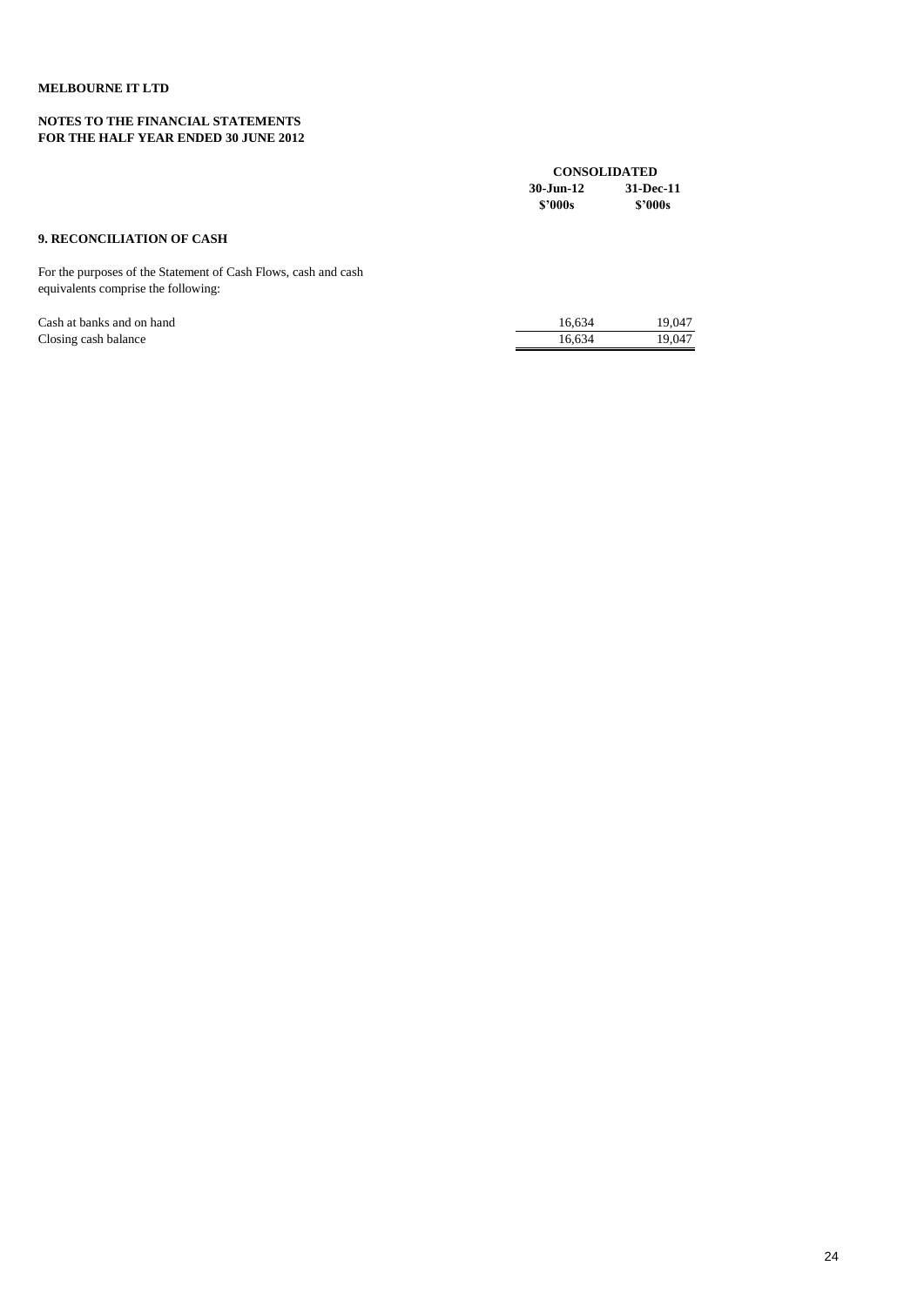**MELBOURNE IT LTD**

**NOTES TO THE FINANCIAL STATEMENTS**
**FOR THE HALF YEAR ENDED 30 JUNE 2012**

## 9. RECONCILIATION OF CASH

For the purposes of the Statement of Cash Flows, cash and cash equivalents comprise the following:

| | CONSOLIDATED | |
|---|---|---|
| | 30-Jun-12 | 31-Dec-11 |
| | \$'000s | \$'000s |
| Cash at banks and on hand | 16,634 | 19,047 |
| Closing cash balance | 16,634 | 19,047 |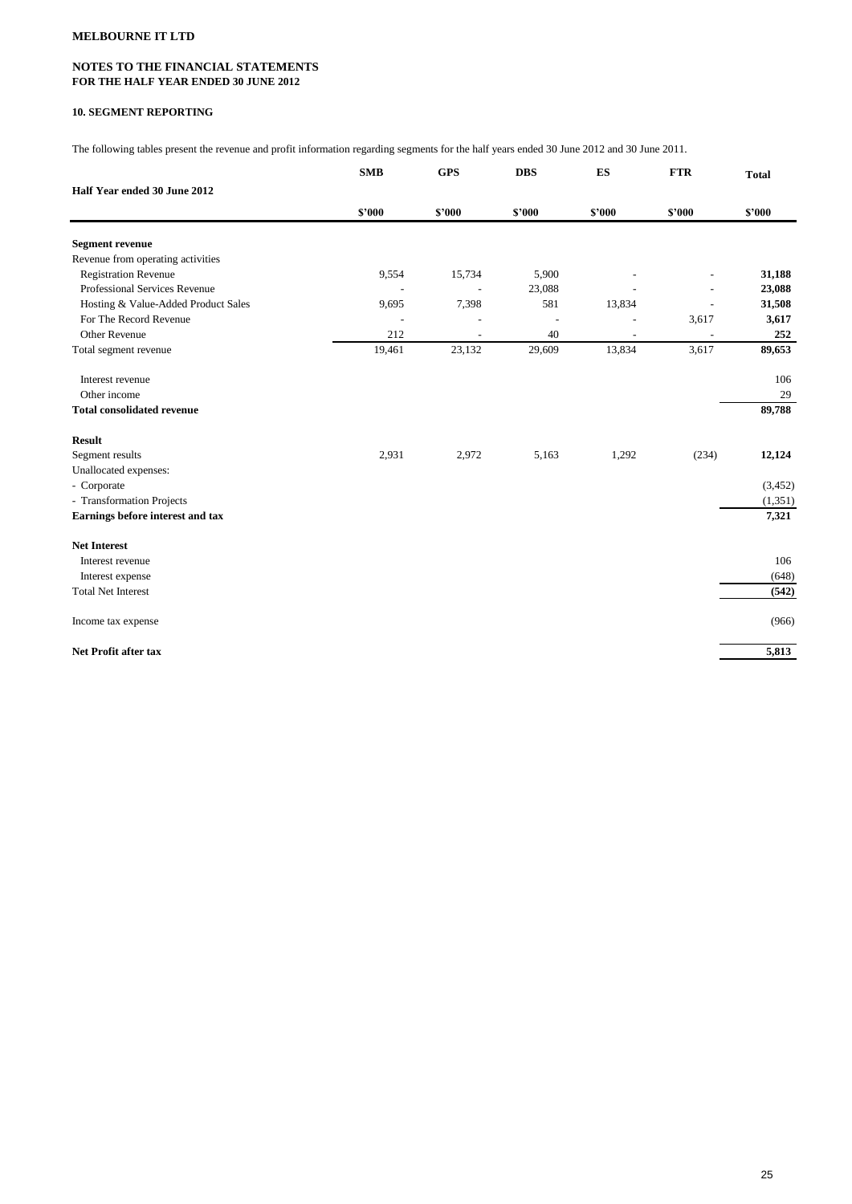**MELBOURNE IT LTD**

**NOTES TO THE FINANCIAL STATEMENTS**
**FOR THE HALF YEAR ENDED 30 JUNE 2012**

### 10. SEGMENT REPORTING

The following tables present the revenue and profit information regarding segments for the half years ended 30 June 2012 and 30 June 2011.

| | SMB | GPS | DBS | ES | FTR | Total |
|---|---|---|---|---|---|---|
| **Half Year ended 30 June 2012** | | | | | | |
| | **$'000** | **$'000** | **$'000** | **$'000** | **$'000** | **$'000** |
| **Segment revenue** | | | | | | |
| Revenue from operating activities | | | | | | |
| Registration Revenue | 9,554 | 15,734 | 5,900 | - | - | **31,188** |
| Professional Services Revenue | - | - | 23,088 | - | - | **23,088** |
| Hosting & Value-Added Product Sales | 9,695 | 7,398 | 581 | 13,834 | - | **31,508** |
| For The Record Revenue | - | - | - | - | 3,617 | **3,617** |
| Other Revenue | 212 | - | 40 | - | - | **252** |
| Total segment revenue | 19,461 | 23,132 | 29,609 | 13,834 | 3,617 | **89,653** |
| Interest revenue | | | | | | 106 |
| Other income | | | | | | 29 |
| **Total consolidated revenue** | | | | | | **89,788** |
| **Result** | | | | | | |
| Segment results | 2,931 | 2,972 | 5,163 | 1,292 | (234) | **12,124** |
| Unallocated expenses: | | | | | | |
| - Corporate | | | | | | (3,452) |
| - Transformation Projects | | | | | | (1,351) |
| **Earnings before interest and tax** | | | | | | **7,321** |
| **Net Interest** | | | | | | |
| Interest revenue | | | | | | 106 |
| Interest expense | | | | | | (648) |
| Total Net Interest | | | | | | **(542)** |
| Income tax expense | | | | | | (966) |
| **Net Profit after tax** | | | | | | **5,813** |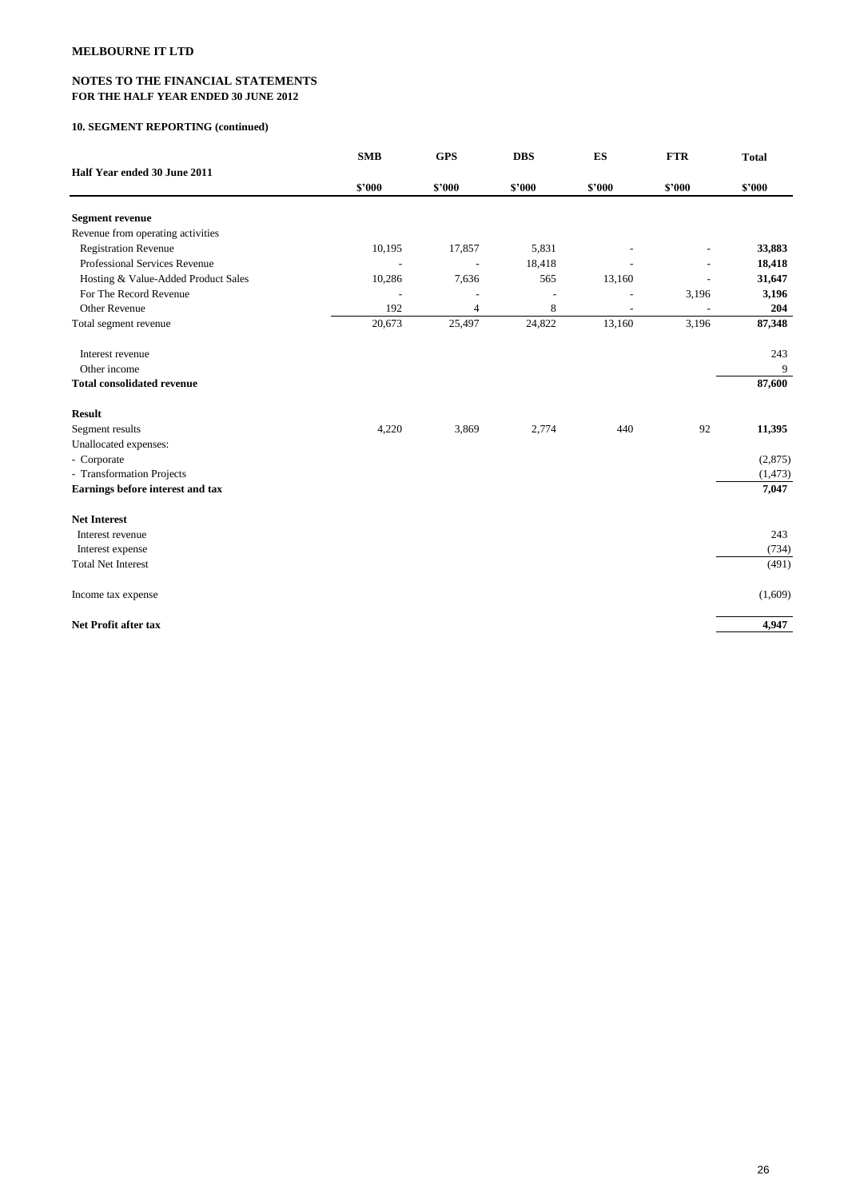**MELBOURNE IT LTD**

**NOTES TO THE FINANCIAL STATEMENTS**
**FOR THE HALF YEAR ENDED 30 JUNE 2012**

**10. SEGMENT REPORTING (continued)**

| Half Year ended 30 June 2011 | SMB | GPS | DBS | ES | FTR | Total |
|---|---|---|---|---|---|---|
| | $'000 | $'000 | $'000 | $'000 | $'000 | $'000 |
| **Segment revenue** | | | | | | |
| Revenue from operating activities | | | | | | |
| Registration Revenue | 10,195 | 17,857 | 5,831 | - | - | **33,883** |
| Professional Services Revenue | - | - | 18,418 | - | - | **18,418** |
| Hosting & Value-Added Product Sales | 10,286 | 7,636 | 565 | 13,160 | - | **31,647** |
| For The Record Revenue | - | - | - | - | 3,196 | **3,196** |
| Other Revenue | 192 | 4 | 8 | - | - | **204** |
| Total segment revenue | 20,673 | 25,497 | 24,822 | 13,160 | 3,196 | **87,348** |
| Interest revenue | | | | | | 243 |
| Other income | | | | | | 9 |
| **Total consolidated revenue** | | | | | | **87,600** |
| **Result** | | | | | | |
| Segment results | 4,220 | 3,869 | 2,774 | 440 | 92 | **11,395** |
| Unallocated expenses: | | | | | | |
| - Corporate | | | | | | (2,875) |
| - Transformation Projects | | | | | | (1,473) |
| **Earnings before interest and tax** | | | | | | **7,047** |
| **Net Interest** | | | | | | |
| Interest revenue | | | | | | 243 |
| Interest expense | | | | | | (734) |
| Total Net Interest | | | | | | (491) |
| Income tax expense | | | | | | (1,609) |
| **Net Profit after tax** | | | | | | **4,947** |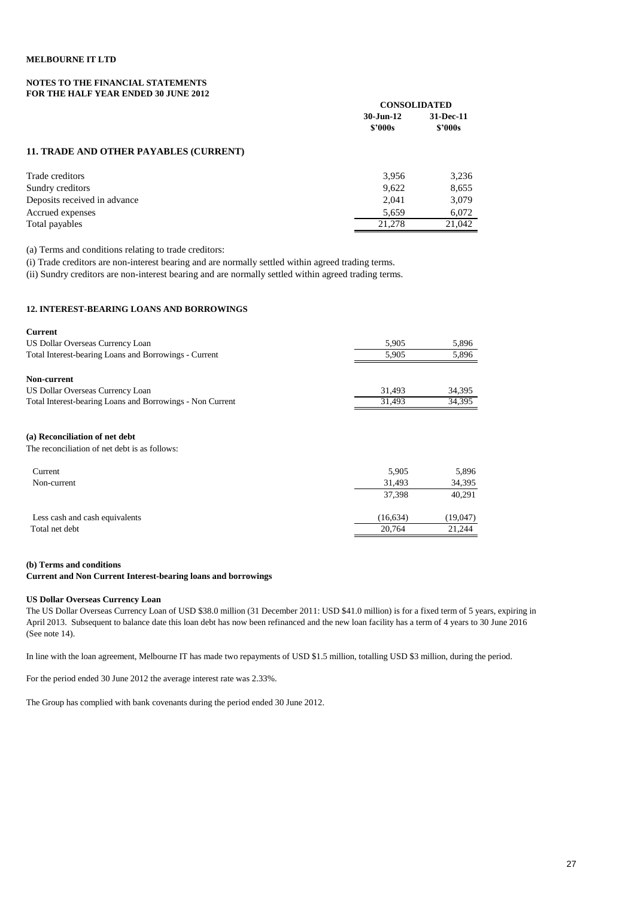**MELBOURNE IT LTD**

**NOTES TO THE FINANCIAL STATEMENTS**
**FOR THE HALF YEAR ENDED 30 JUNE 2012**

## 11. TRADE AND OTHER PAYABLES (CURRENT)

| | CONSOLIDATED | |
|---|---|---|
| | 30-Jun-12 $'000s | 31-Dec-11 $'000s |
| Trade creditors | 3,956 | 3,236 |
| Sundry creditors | 9,622 | 8,655 |
| Deposits received in advance | 2,041 | 3,079 |
| Accrued expenses | 5,659 | 6,072 |
| Total payables | 21,278 | 21,042 |

(a) Terms and conditions relating to trade creditors:

(i) Trade creditors are non-interest bearing and are normally settled within agreed trading terms.

(ii) Sundry creditors are non-interest bearing and are normally settled within agreed trading terms.

## 12. INTEREST-BEARING LOANS AND BORROWINGS

| | 30-Jun-12 $'000s | 31-Dec-11 $'000s |
|---|---|---|
| **Current** | | |
| US Dollar Overseas Currency Loan | 5,905 | 5,896 |
| Total Interest-bearing Loans and Borrowings - Current | 5,905 | 5,896 |
| **Non-current** | | |
| US Dollar Overseas Currency Loan | 31,493 | 34,395 |
| Total Interest-bearing Loans and Borrowings - Non Current | 31,493 | 34,395 |

**(a) Reconciliation of net debt**

The reconciliation of net debt is as follows:

| | 30-Jun-12 $'000s | 31-Dec-11 $'000s |
|---|---|---|
| Current | 5,905 | 5,896 |
| Non-current | 31,493 | 34,395 |
| | 37,398 | 40,291 |
| Less cash and cash equivalents | (16,634) | (19,047) |
| Total net debt | 20,764 | 21,244 |

**(b) Terms and conditions**
**Current and Non Current Interest-bearing loans and borrowings**

**US Dollar Overseas Currency Loan**

The US Dollar Overseas Currency Loan of USD $38.0 million (31 December 2011: USD $41.0 million) is for a fixed term of 5 years, expiring in April 2013. Subsequent to balance date this loan debt has now been refinanced and the new loan facility has a term of 4 years to 30 June 2016 (See note 14).

In line with the loan agreement, Melbourne IT has made two repayments of USD $1.5 million, totalling USD $3 million, during the period.

For the period ended 30 June 2012 the average interest rate was 2.33%.

The Group has complied with bank covenants during the period ended 30 June 2012.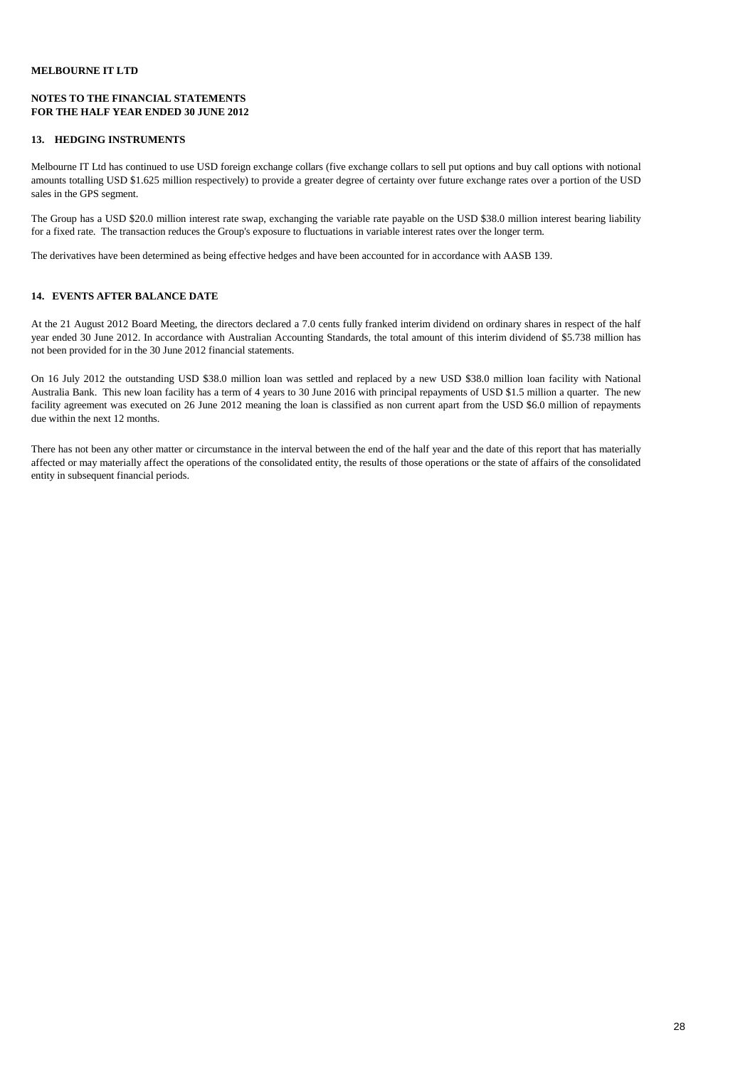**MELBOURNE IT LTD**

**NOTES TO THE FINANCIAL STATEMENTS**
**FOR THE HALF YEAR ENDED 30 JUNE 2012**

### 13. HEDGING INSTRUMENTS

Melbourne IT Ltd has continued to use USD foreign exchange collars (five exchange collars to sell put options and buy call options with notional amounts totalling USD $1.625 million respectively) to provide a greater degree of certainty over future exchange rates over a portion of the USD sales in the GPS segment.

The Group has a USD $20.0 million interest rate swap, exchanging the variable rate payable on the USD $38.0 million interest bearing liability for a fixed rate. The transaction reduces the Group's exposure to fluctuations in variable interest rates over the longer term.

The derivatives have been determined as being effective hedges and have been accounted for in accordance with AASB 139.

### 14. EVENTS AFTER BALANCE DATE

At the 21 August 2012 Board Meeting, the directors declared a 7.0 cents fully franked interim dividend on ordinary shares in respect of the half year ended 30 June 2012. In accordance with Australian Accounting Standards, the total amount of this interim dividend of $5.738 million has not been provided for in the 30 June 2012 financial statements.

On 16 July 2012 the outstanding USD $38.0 million loan was settled and replaced by a new USD $38.0 million loan facility with National Australia Bank. This new loan facility has a term of 4 years to 30 June 2016 with principal repayments of USD $1.5 million a quarter. The new facility agreement was executed on 26 June 2012 meaning the loan is classified as non current apart from the USD $6.0 million of repayments due within the next 12 months.

There has not been any other matter or circumstance in the interval between the end of the half year and the date of this report that has materially affected or may materially affect the operations of the consolidated entity, the results of those operations or the state of affairs of the consolidated entity in subsequent financial periods.